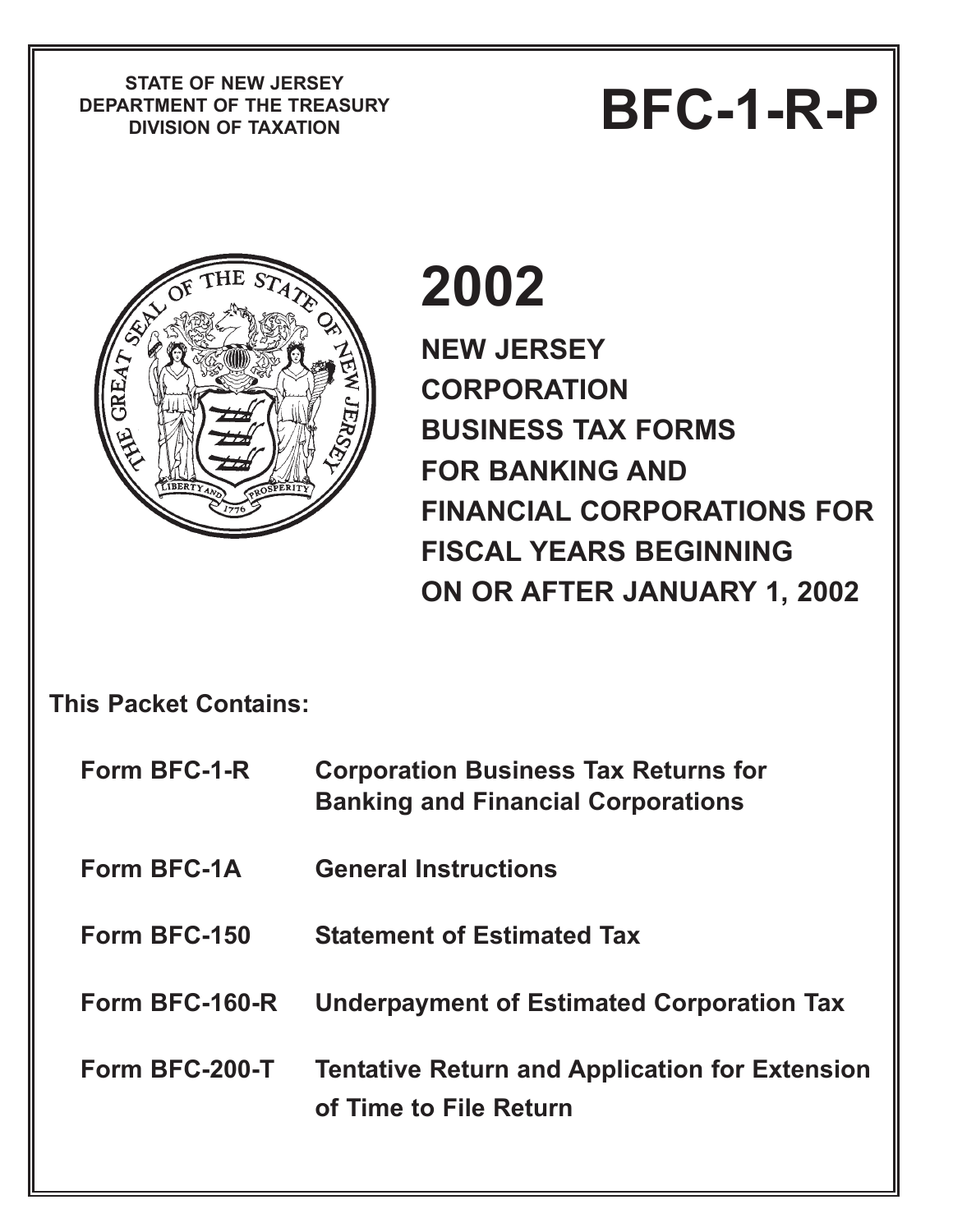STATE OF NEW JERSEY
DEPARTMENT OF THE TREASURY
DIVISION OF TAXATION

# BFC-1-R-P

# 2002

## NEW JERSEY CORPORATION BUSINESS TAX FORMS FOR BANKING AND FINANCIAL CORPORATIONS FOR FISCAL YEARS BEGINNING ON OR AFTER JANUARY 1, 2002

**This Packet Contains:**

| Form | Description |
| --- | --- |
| **Form BFC-1-R** | **Corporation Business Tax Returns for Banking and Financial Corporations** |
| **Form BFC-1A** | **General Instructions** |
| **Form BFC-150** | **Statement of Estimated Tax** |
| **Form BFC-160-R** | **Underpayment of Estimated Corporation Tax** |
| **Form BFC-200-T** | **Tentative Return and Application for Extension of Time to File Return** |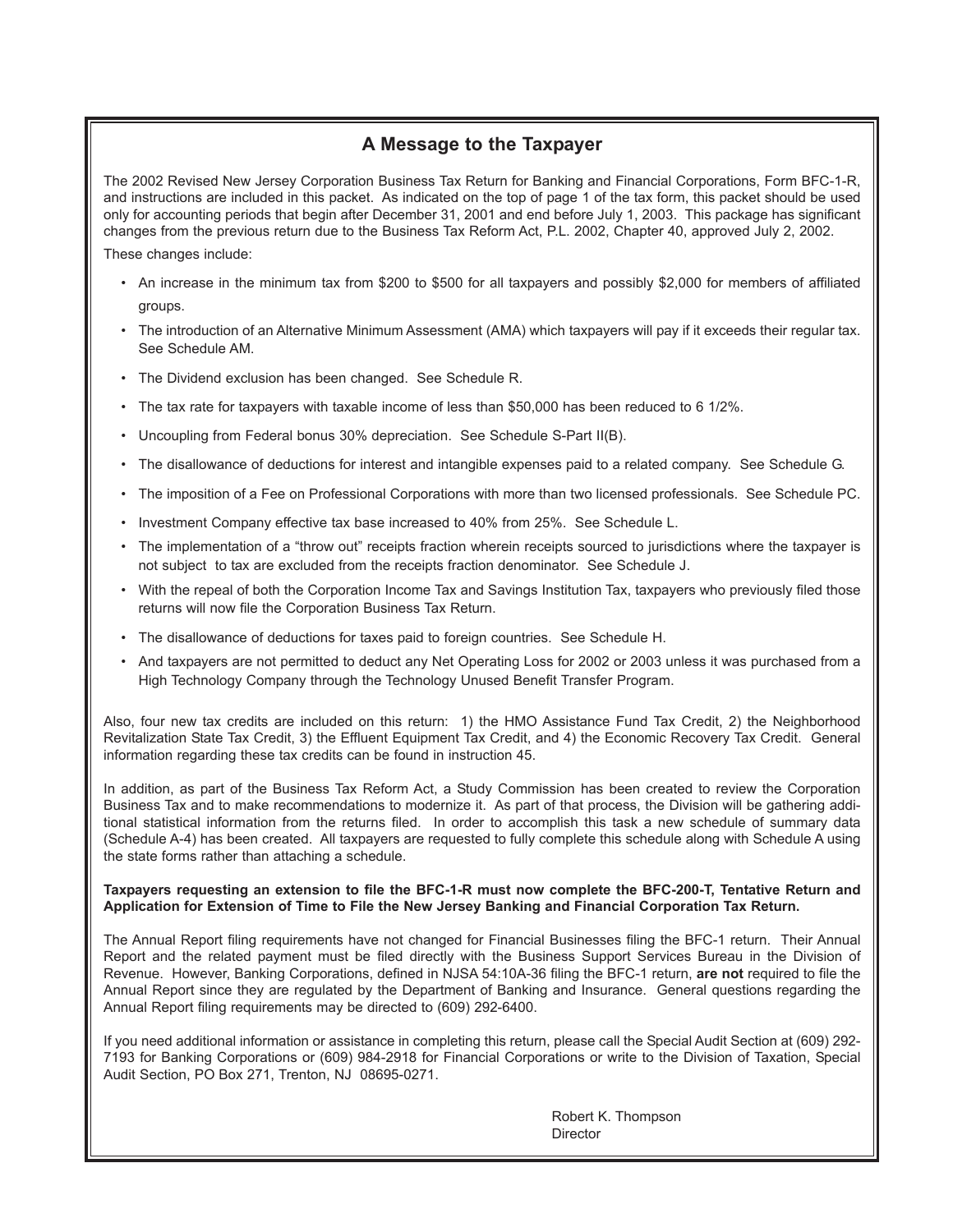## A Message to the Taxpayer

The 2002 Revised New Jersey Corporation Business Tax Return for Banking and Financial Corporations, Form BFC-1-R, and instructions are included in this packet. As indicated on the top of page 1 of the tax form, this packet should be used only for accounting periods that begin after December 31, 2001 and end before July 1, 2003. This package has significant changes from the previous return due to the Business Tax Reform Act, P.L. 2002, Chapter 40, approved July 2, 2002.

These changes include:

- An increase in the minimum tax from $200 to $500 for all taxpayers and possibly $2,000 for members of affiliated groups.
- The introduction of an Alternative Minimum Assessment (AMA) which taxpayers will pay if it exceeds their regular tax. See Schedule AM.
- The Dividend exclusion has been changed. See Schedule R.
- The tax rate for taxpayers with taxable income of less than $50,000 has been reduced to 6 1/2%.
- Uncoupling from Federal bonus 30% depreciation. See Schedule S-Part II(B).
- The disallowance of deductions for interest and intangible expenses paid to a related company. See Schedule G.
- The imposition of a Fee on Professional Corporations with more than two licensed professionals. See Schedule PC.
- Investment Company effective tax base increased to 40% from 25%. See Schedule L.
- The implementation of a "throw out" receipts fraction wherein receipts sourced to jurisdictions where the taxpayer is not subject to tax are excluded from the receipts fraction denominator. See Schedule J.
- With the repeal of both the Corporation Income Tax and Savings Institution Tax, taxpayers who previously filed those returns will now file the Corporation Business Tax Return.
- The disallowance of deductions for taxes paid to foreign countries. See Schedule H.
- And taxpayers are not permitted to deduct any Net Operating Loss for 2002 or 2003 unless it was purchased from a High Technology Company through the Technology Unused Benefit Transfer Program.

Also, four new tax credits are included on this return: 1) the HMO Assistance Fund Tax Credit, 2) the Neighborhood Revitalization State Tax Credit, 3) the Effluent Equipment Tax Credit, and 4) the Economic Recovery Tax Credit. General information regarding these tax credits can be found in instruction 45.

In addition, as part of the Business Tax Reform Act, a Study Commission has been created to review the Corporation Business Tax and to make recommendations to modernize it. As part of that process, the Division will be gathering additional statistical information from the returns filed. In order to accomplish this task a new schedule of summary data (Schedule A-4) has been created. All taxpayers are requested to fully complete this schedule along with Schedule A using the state forms rather than attaching a schedule.

**Taxpayers requesting an extension to file the BFC-1-R must now complete the BFC-200-T, Tentative Return and Application for Extension of Time to File the New Jersey Banking and Financial Corporation Tax Return.**

The Annual Report filing requirements have not changed for Financial Businesses filing the BFC-1 return. Their Annual Report and the related payment must be filed directly with the Business Support Services Bureau in the Division of Revenue. However, Banking Corporations, defined in NJSA 54:10A-36 filing the BFC-1 return, **are not** required to file the Annual Report since they are regulated by the Department of Banking and Insurance. General questions regarding the Annual Report filing requirements may be directed to (609) 292-6400.

If you need additional information or assistance in completing this return, please call the Special Audit Section at (609) 292-7193 for Banking Corporations or (609) 984-2918 for Financial Corporations or write to the Division of Taxation, Special Audit Section, PO Box 271, Trenton, NJ 08695-0271.

Robert K. Thompson
Director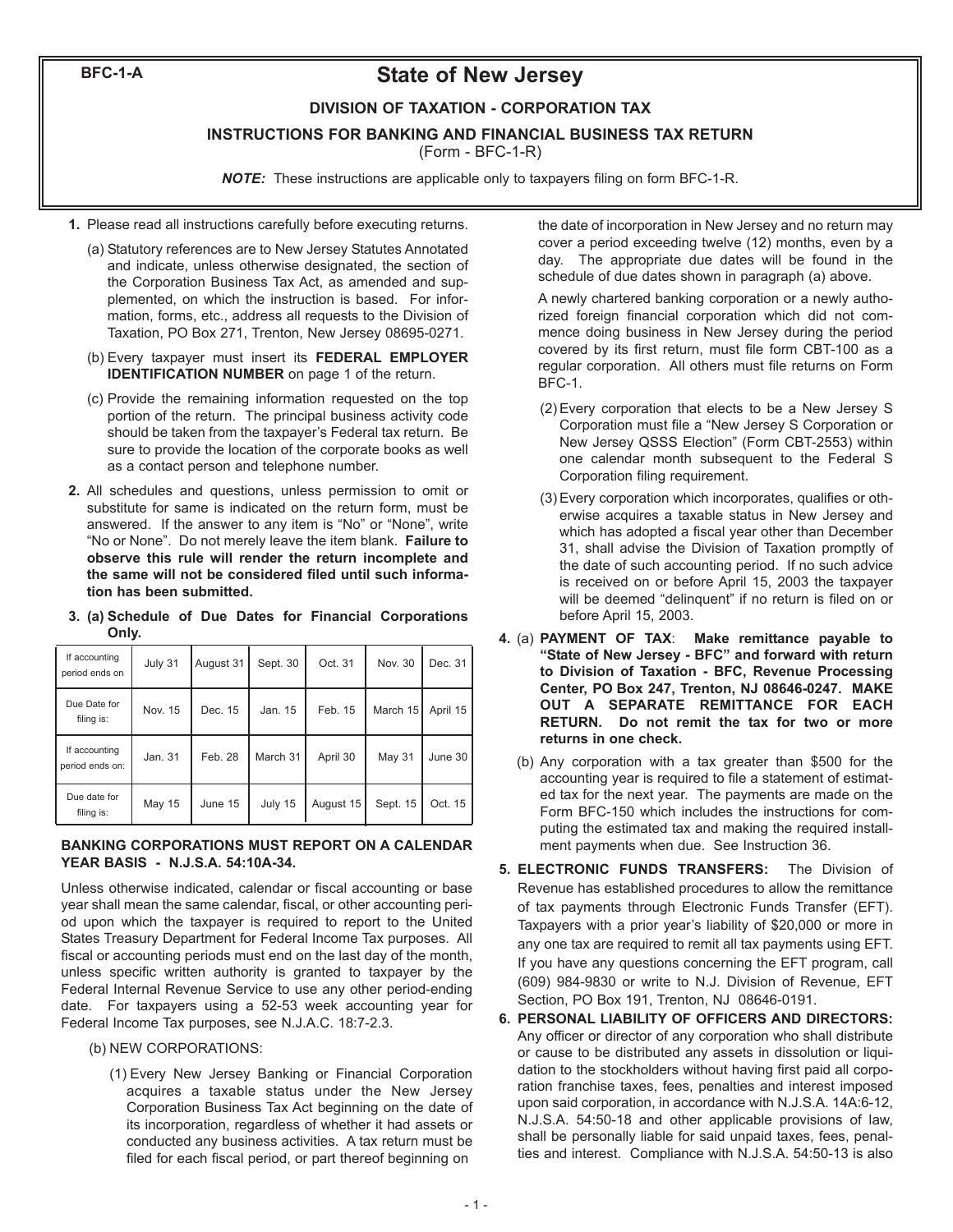BFC-1-A

# State of New Jersey

## DIVISION OF TAXATION - CORPORATION TAX

### INSTRUCTIONS FOR BANKING AND FINANCIAL BUSINESS TAX RETURN

(Form - BFC-1-R)

***NOTE:*** These instructions are applicable only to taxpayers filing on form BFC-1-R.

**1.** Please read all instructions carefully before executing returns.

(a) Statutory references are to New Jersey Statutes Annotated and indicate, unless otherwise designated, the section of the Corporation Business Tax Act, as amended and supplemented, on which the instruction is based. For information, forms, etc., address all requests to the Division of Taxation, PO Box 271, Trenton, New Jersey 08695-0271.

(b) Every taxpayer must insert its **FEDERAL EMPLOYER IDENTIFICATION NUMBER** on page 1 of the return.

(c) Provide the remaining information requested on the top portion of the return. The principal business activity code should be taken from the taxpayer's Federal tax return. Be sure to provide the location of the corporate books as well as a contact person and telephone number.

**2.** All schedules and questions, unless permission to omit or substitute for same is indicated on the return form, must be answered. If the answer to any item is "No" or "None", write "No or None". Do not merely leave the item blank. **Failure to observe this rule will render the return incomplete and the same will not be considered filed until such information has been submitted.**

**3. (a) Schedule of Due Dates for Financial Corporations Only.**

| If accounting period ends on | July 31 | August 31 | Sept. 30 | Oct. 31 | Nov. 30 | Dec. 31 |
|---|---|---|---|---|---|---|
| Due Date for filing is: | Nov. 15 | Dec. 15 | Jan. 15 | Feb. 15 | March 15 | April 15 |
| If accounting period ends on: | Jan. 31 | Feb. 28 | March 31 | April 30 | May 31 | June 30 |
| Due date for filing is: | May 15 | June 15 | July 15 | August 15 | Sept. 15 | Oct. 15 |

**BANKING CORPORATIONS MUST REPORT ON A CALENDAR YEAR BASIS - N.J.S.A. 54:10A-34.**

Unless otherwise indicated, calendar or fiscal accounting or base year shall mean the same calendar, fiscal, or other accounting period upon which the taxpayer is required to report to the United States Treasury Department for Federal Income Tax purposes. All fiscal or accounting periods must end on the last day of the month, unless specific written authority is granted to taxpayer by the Federal Internal Revenue Service to use any other period-ending date. For taxpayers using a 52-53 week accounting year for Federal Income Tax purposes, see N.J.A.C. 18:7-2.3.

(b) NEW CORPORATIONS:

(1) Every New Jersey Banking or Financial Corporation acquires a taxable status under the New Jersey Corporation Business Tax Act beginning on the date of its incorporation, regardless of whether it had assets or conducted any business activities. A tax return must be filed for each fiscal period, or part thereof beginning on the date of incorporation in New Jersey and no return may cover a period exceeding twelve (12) months, even by a day. The appropriate due dates will be found in the schedule of due dates shown in paragraph (a) above.

A newly chartered banking corporation or a newly authorized foreign financial corporation which did not commence doing business in New Jersey during the period covered by its first return, must file form CBT-100 as a regular corporation. All others must file returns on Form BFC-1.

(2) Every corporation that elects to be a New Jersey S Corporation must file a "New Jersey S Corporation or New Jersey QSSS Election" (Form CBT-2553) within one calendar month subsequent to the Federal S Corporation filing requirement.

(3) Every corporation which incorporates, qualifies or otherwise acquires a taxable status in New Jersey and which has adopted a fiscal year other than December 31, shall advise the Division of Taxation promptly of the date of such accounting period. If no such advice is received on or before April 15, 2003 the taxpayer will be deemed "delinquent" if no return is filed on or before April 15, 2003.

**4.** (a) **PAYMENT OF TAX**: **Make remittance payable to "State of New Jersey - BFC" and forward with return to Division of Taxation - BFC, Revenue Processing Center, PO Box 247, Trenton, NJ 08646-0247. MAKE OUT A SEPARATE REMITTANCE FOR EACH RETURN. Do not remit the tax for two or more returns in one check.**

(b) Any corporation with a tax greater than $500 for the accounting year is required to file a statement of estimated tax for the next year. The payments are made on the Form BFC-150 which includes the instructions for computing the estimated tax and making the required installment payments when due. See Instruction 36.

**5. ELECTRONIC FUNDS TRANSFERS:** The Division of Revenue has established procedures to allow the remittance of tax payments through Electronic Funds Transfer (EFT). Taxpayers with a prior year's liability of $20,000 or more in any one tax are required to remit all tax payments using EFT. If you have any questions concerning the EFT program, call (609) 984-9830 or write to N.J. Division of Revenue, EFT Section, PO Box 191, Trenton, NJ 08646-0191.

**6. PERSONAL LIABILITY OF OFFICERS AND DIRECTORS:** Any officer or director of any corporation who shall distribute or cause to be distributed any assets in dissolution or liquidation to the stockholders without having first paid all corporation franchise taxes, fees, penalties and interest imposed upon said corporation, in accordance with N.J.S.A. 14A:6-12, N.J.S.A. 54:50-18 and other applicable provisions of law, shall be personally liable for said unpaid taxes, fees, penalties and interest. Compliance with N.J.S.A. 54:50-13 is also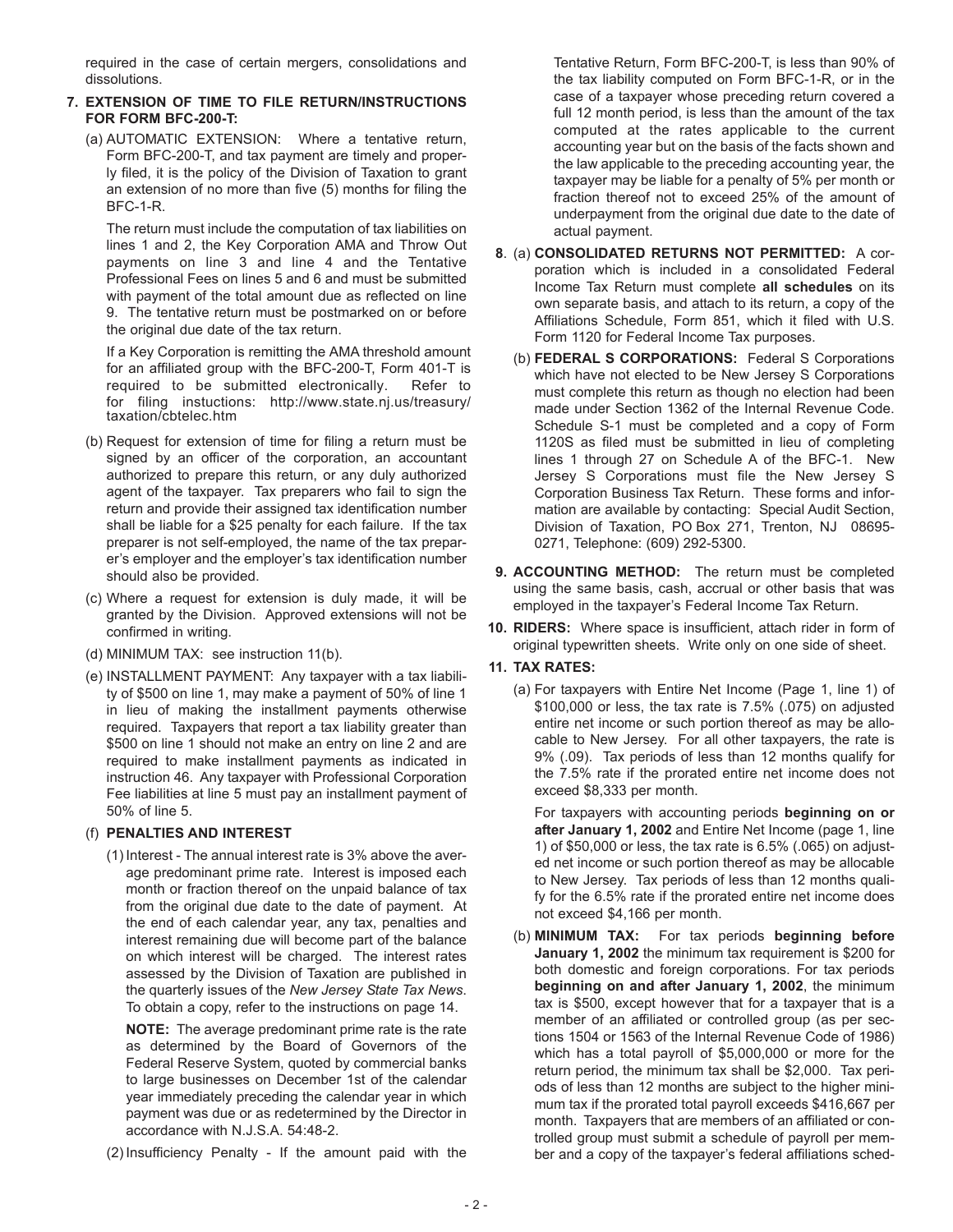required in the case of certain mergers, consolidations and dissolutions.

**7. EXTENSION OF TIME TO FILE RETURN/INSTRUCTIONS FOR FORM BFC-200-T:**

(a) AUTOMATIC EXTENSION: Where a tentative return, Form BFC-200-T, and tax payment are timely and properly filed, it is the policy of the Division of Taxation to grant an extension of no more than five (5) months for filing the BFC-1-R.

The return must include the computation of tax liabilities on lines 1 and 2, the Key Corporation AMA and Throw Out payments on line 3 and line 4 and the Tentative Professional Fees on lines 5 and 6 and must be submitted with payment of the total amount due as reflected on line 9. The tentative return must be postmarked on or before the original due date of the tax return.

If a Key Corporation is remitting the AMA threshold amount for an affiliated group with the BFC-200-T, Form 401-T is required to be submitted electronically. Refer to for filing instuctions: http://www.state.nj.us/treasury/taxation/cbtelec.htm

(b) Request for extension of time for filing a return must be signed by an officer of the corporation, an accountant authorized to prepare this return, or any duly authorized agent of the taxpayer. Tax preparers who fail to sign the return and provide their assigned tax identification number shall be liable for a $25 penalty for each failure. If the tax preparer is not self-employed, the name of the tax preparer's employer and the employer's tax identification number should also be provided.

(c) Where a request for extension is duly made, it will be granted by the Division. Approved extensions will not be confirmed in writing.

(d) MINIMUM TAX: see instruction 11(b).

(e) INSTALLMENT PAYMENT: Any taxpayer with a tax liability of $500 on line 1, may make a payment of 50% of line 1 in lieu of making the installment payments otherwise required. Taxpayers that report a tax liability greater than $500 on line 1 should not make an entry on line 2 and are required to make installment payments as indicated in instruction 46. Any taxpayer with Professional Corporation Fee liabilities at line 5 must pay an installment payment of 50% of line 5.

(f) **PENALTIES AND INTEREST**

(1) Interest - The annual interest rate is 3% above the average predominant prime rate. Interest is imposed each month or fraction thereof on the unpaid balance of tax from the original due date to the date of payment. At the end of each calendar year, any tax, penalties and interest remaining due will become part of the balance on which interest will be charged. The interest rates assessed by the Division of Taxation are published in the quarterly issues of the *New Jersey State Tax News*. To obtain a copy, refer to the instructions on page 14.

**NOTE:** The average predominant prime rate is the rate as determined by the Board of Governors of the Federal Reserve System, quoted by commercial banks to large businesses on December 1st of the calendar year immediately preceding the calendar year in which payment was due or as redetermined by the Director in accordance with N.J.S.A. 54:48-2.

(2) Insufficiency Penalty - If the amount paid with the Tentative Return, Form BFC-200-T, is less than 90% of the tax liability computed on Form BFC-1-R, or in the case of a taxpayer whose preceding return covered a full 12 month period, is less than the amount of the tax computed at the rates applicable to the current accounting year but on the basis of the facts shown and the law applicable to the preceding accounting year, the taxpayer may be liable for a penalty of 5% per month or fraction thereof not to exceed 25% of the amount of underpayment from the original due date to the date of actual payment.

**8**. (a) **CONSOLIDATED RETURNS NOT PERMITTED:** A corporation which is included in a consolidated Federal Income Tax Return must complete **all schedules** on its own separate basis, and attach to its return, a copy of the Affiliations Schedule, Form 851, which it filed with U.S. Form 1120 for Federal Income Tax purposes.

(b) **FEDERAL S CORPORATIONS:** Federal S Corporations which have not elected to be New Jersey S Corporations must complete this return as though no election had been made under Section 1362 of the Internal Revenue Code. Schedule S-1 must be completed and a copy of Form 1120S as filed must be submitted in lieu of completing lines 1 through 27 on Schedule A of the BFC-1. New Jersey S Corporations must file the New Jersey S Corporation Business Tax Return. These forms and information are available by contacting: Special Audit Section, Division of Taxation, PO Box 271, Trenton, NJ 08695-0271, Telephone: (609) 292-5300.

**9. ACCOUNTING METHOD:** The return must be completed using the same basis, cash, accrual or other basis that was employed in the taxpayer's Federal Income Tax Return.

**10. RIDERS:** Where space is insufficient, attach rider in form of original typewritten sheets. Write only on one side of sheet.

**11. TAX RATES:**

(a) For taxpayers with Entire Net Income (Page 1, line 1) of $100,000 or less, the tax rate is 7.5% (.075) on adjusted entire net income or such portion thereof as may be allocable to New Jersey. For all other taxpayers, the rate is 9% (.09). Tax periods of less than 12 months qualify for the 7.5% rate if the prorated entire net income does not exceed $8,333 per month.

For taxpayers with accounting periods **beginning on or after January 1, 2002** and Entire Net Income (page 1, line 1) of $50,000 or less, the tax rate is 6.5% (.065) on adjusted net income or such portion thereof as may be allocable to New Jersey. Tax periods of less than 12 months qualify for the 6.5% rate if the prorated entire net income does not exceed $4,166 per month.

(b) **MINIMUM TAX:** For tax periods **beginning before January 1, 2002** the minimum tax requirement is $200 for both domestic and foreign corporations. For tax periods **beginning on and after January 1, 2002**, the minimum tax is $500, except however that for a taxpayer that is a member of an affiliated or controlled group (as per sections 1504 or 1563 of the Internal Revenue Code of 1986) which has a total payroll of $5,000,000 or more for the return period, the minimum tax shall be $2,000. Tax periods of less than 12 months are subject to the higher minimum tax if the prorated total payroll exceeds $416,667 per month. Taxpayers that are members of an affiliated or controlled group must submit a schedule of payroll per member and a copy of the taxpayer's federal affiliations sched-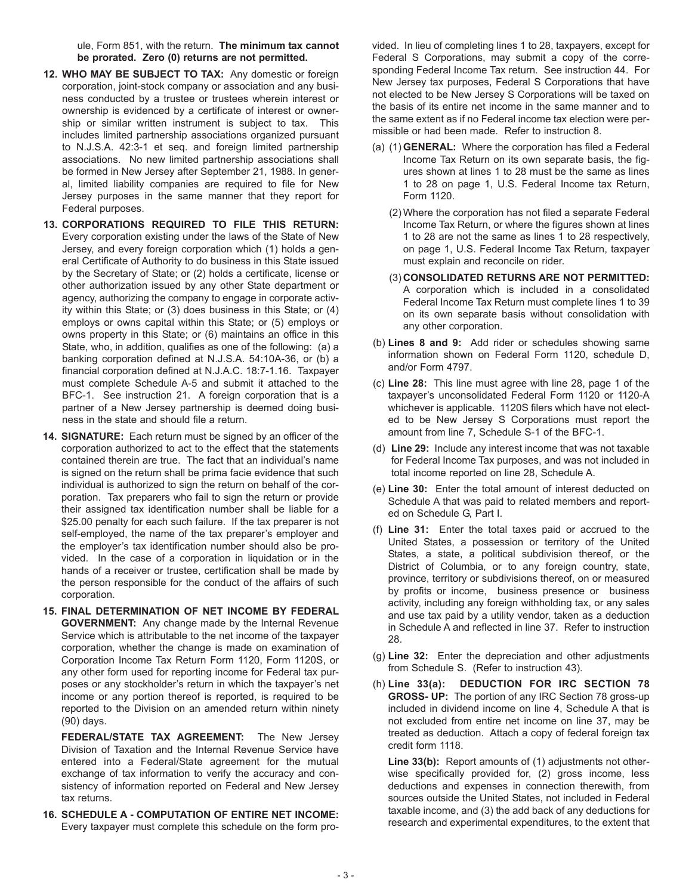ule, Form 851, with the return. **The minimum tax cannot be prorated. Zero (0) returns are not permitted.**

**12. WHO MAY BE SUBJECT TO TAX:** Any domestic or foreign corporation, joint-stock company or association and any business conducted by a trustee or trustees wherein interest or ownership is evidenced by a certificate of interest or ownership or similar written instrument is subject to tax. This includes limited partnership associations organized pursuant to N.J.S.A. 42:3-1 et seq. and foreign limited partnership associations. No new limited partnership associations shall be formed in New Jersey after September 21, 1988. In general, limited liability companies are required to file for New Jersey purposes in the same manner that they report for Federal purposes.

**13. CORPORATIONS REQUIRED TO FILE THIS RETURN:** Every corporation existing under the laws of the State of New Jersey, and every foreign corporation which (1) holds a general Certificate of Authority to do business in this State issued by the Secretary of State; or (2) holds a certificate, license or other authorization issued by any other State department or agency, authorizing the company to engage in corporate activity within this State; or (3) does business in this State; or (4) employs or owns capital within this State; or (5) employs or owns property in this State; or (6) maintains an office in this State, who, in addition, qualifies as one of the following: (a) a banking corporation defined at N.J.S.A. 54:10A-36, or (b) a financial corporation defined at N.J.A.C. 18:7-1.16. Taxpayer must complete Schedule A-5 and submit it attached to the BFC-1. See instruction 21. A foreign corporation that is a partner of a New Jersey partnership is deemed doing business in the state and should file a return.

**14. SIGNATURE:** Each return must be signed by an officer of the corporation authorized to act to the effect that the statements contained therein are true. The fact that an individual's name is signed on the return shall be prima facie evidence that such individual is authorized to sign the return on behalf of the corporation. Tax preparers who fail to sign the return or provide their assigned tax identification number shall be liable for a $25.00 penalty for each such failure. If the tax preparer is not self-employed, the name of the tax preparer's employer and the employer's tax identification number should also be provided. In the case of a corporation in liquidation or in the hands of a receiver or trustee, certification shall be made by the person responsible for the conduct of the affairs of such corporation.

**15. FINAL DETERMINATION OF NET INCOME BY FEDERAL GOVERNMENT:** Any change made by the Internal Revenue Service which is attributable to the net income of the taxpayer corporation, whether the change is made on examination of Corporation Income Tax Return Form 1120, Form 1120S, or any other form used for reporting income for Federal tax purposes or any stockholder's return in which the taxpayer's net income or any portion thereof is reported, is required to be reported to the Division on an amended return within ninety (90) days.

**FEDERAL/STATE TAX AGREEMENT:** The New Jersey Division of Taxation and the Internal Revenue Service have entered into a Federal/State agreement for the mutual exchange of tax information to verify the accuracy and consistency of information reported on Federal and New Jersey tax returns.

**16. SCHEDULE A - COMPUTATION OF ENTIRE NET INCOME:** Every taxpayer must complete this schedule on the form provided. In lieu of completing lines 1 to 28, taxpayers, except for Federal S Corporations, may submit a copy of the corresponding Federal Income Tax return. See instruction 44. For New Jersey tax purposes, Federal S Corporations that have not elected to be New Jersey S Corporations will be taxed on the basis of its entire net income in the same manner and to the same extent as if no Federal income tax election were permissible or had been made. Refer to instruction 8.

(a) (1) **GENERAL:** Where the corporation has filed a Federal Income Tax Return on its own separate basis, the figures shown at lines 1 to 28 must be the same as lines 1 to 28 on page 1, U.S. Federal Income tax Return, Form 1120.

(2) Where the corporation has not filed a separate Federal Income Tax Return, or where the figures shown at lines 1 to 28 are not the same as lines 1 to 28 respectively, on page 1, U.S. Federal Income Tax Return, taxpayer must explain and reconcile on rider.

(3) **CONSOLIDATED RETURNS ARE NOT PERMITTED:** A corporation which is included in a consolidated Federal Income Tax Return must complete lines 1 to 39 on its own separate basis without consolidation with any other corporation.

(b) **Lines 8 and 9:** Add rider or schedules showing same information shown on Federal Form 1120, schedule D, and/or Form 4797.

(c) **Line 28:** This line must agree with line 28, page 1 of the taxpayer's unconsolidated Federal Form 1120 or 1120-A whichever is applicable. 1120S filers which have not elected to be New Jersey S Corporations must report the amount from line 7, Schedule S-1 of the BFC-1.

(d) **Line 29:** Include any interest income that was not taxable for Federal Income Tax purposes, and was not included in total income reported on line 28, Schedule A.

(e) **Line 30:** Enter the total amount of interest deducted on Schedule A that was paid to related members and reported on Schedule G, Part I.

(f) **Line 31:** Enter the total taxes paid or accrued to the United States, a possession or territory of the United States, a state, a political subdivision thereof, or the District of Columbia, or to any foreign country, state, province, territory or subdivisions thereof, on or measured by profits or income, business presence or business activity, including any foreign withholding tax, or any sales and use tax paid by a utility vendor, taken as a deduction in Schedule A and reflected in line 37. Refer to instruction 28.

(g) **Line 32:** Enter the depreciation and other adjustments from Schedule S. (Refer to instruction 43).

(h) **Line 33(a): DEDUCTION FOR IRC SECTION 78 GROSS- UP:** The portion of any IRC Section 78 gross-up included in dividend income on line 4, Schedule A that is not excluded from entire net income on line 37, may be treated as deduction. Attach a copy of federal foreign tax credit form 1118.

**Line 33(b):** Report amounts of (1) adjustments not otherwise specifically provided for, (2) gross income, less deductions and expenses in connection therewith, from sources outside the United States, not included in Federal taxable income, and (3) the add back of any deductions for research and experimental expenditures, to the extent that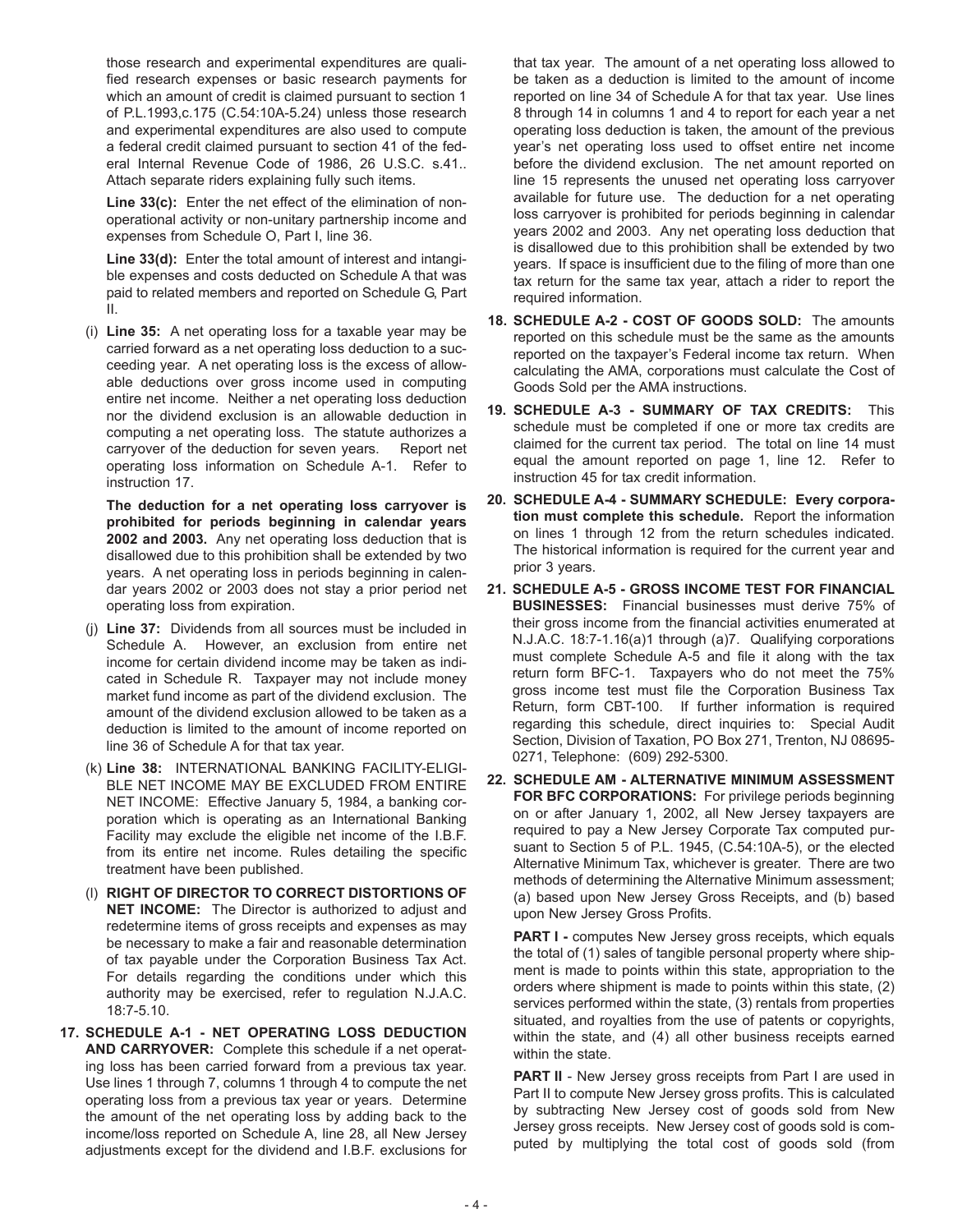those research and experimental expenditures are qualified research expenses or basic research payments for which an amount of credit is claimed pursuant to section 1 of P.L.1993,c.175 (C.54:10A-5.24) unless those research and experimental expenditures are also used to compute a federal credit claimed pursuant to section 41 of the federal Internal Revenue Code of 1986, 26 U.S.C. s.41.. Attach separate riders explaining fully such items.

**Line 33(c):** Enter the net effect of the elimination of non-operational activity or non-unitary partnership income and expenses from Schedule O, Part I, line 36.

**Line 33(d):** Enter the total amount of interest and intangible expenses and costs deducted on Schedule A that was paid to related members and reported on Schedule G, Part II.

(i) **Line 35:** A net operating loss for a taxable year may be carried forward as a net operating loss deduction to a succeeding year. A net operating loss is the excess of allowable deductions over gross income used in computing entire net income. Neither a net operating loss deduction nor the dividend exclusion is an allowable deduction in computing a net operating loss. The statute authorizes a carryover of the deduction for seven years. Report net operating loss information on Schedule A-1. Refer to instruction 17.

**The deduction for a net operating loss carryover is prohibited for periods beginning in calendar years 2002 and 2003.** Any net operating loss deduction that is disallowed due to this prohibition shall be extended by two years. A net operating loss in periods beginning in calendar years 2002 or 2003 does not stay a prior period net operating loss from expiration.

(j) **Line 37:** Dividends from all sources must be included in Schedule A. However, an exclusion from entire net income for certain dividend income may be taken as indicated in Schedule R. Taxpayer may not include money market fund income as part of the dividend exclusion. The amount of the dividend exclusion allowed to be taken as a deduction is limited to the amount of income reported on line 36 of Schedule A for that tax year.

(k) **Line 38:** INTERNATIONAL BANKING FACILITY-ELIGIBLE NET INCOME MAY BE EXCLUDED FROM ENTIRE NET INCOME: Effective January 5, 1984, a banking corporation which is operating as an International Banking Facility may exclude the eligible net income of the I.B.F. from its entire net income. Rules detailing the specific treatment have been published.

(l) **RIGHT OF DIRECTOR TO CORRECT DISTORTIONS OF NET INCOME:** The Director is authorized to adjust and redetermine items of gross receipts and expenses as may be necessary to make a fair and reasonable determination of tax payable under the Corporation Business Tax Act. For details regarding the conditions under which this authority may be exercised, refer to regulation N.J.A.C. 18:7-5.10.

**17. SCHEDULE A-1 - NET OPERATING LOSS DEDUCTION AND CARRYOVER:** Complete this schedule if a net operating loss has been carried forward from a previous tax year. Use lines 1 through 7, columns 1 through 4 to compute the net operating loss from a previous tax year or years. Determine the amount of the net operating loss by adding back to the income/loss reported on Schedule A, line 28, all New Jersey adjustments except for the dividend and I.B.F. exclusions for that tax year. The amount of a net operating loss allowed to be taken as a deduction is limited to the amount of income reported on line 34 of Schedule A for that tax year. Use lines 8 through 14 in columns 1 and 4 to report for each year a net operating loss deduction is taken, the amount of the previous year's net operating loss used to offset entire net income before the dividend exclusion. The net amount reported on line 15 represents the unused net operating loss carryover available for future use. The deduction for a net operating loss carryover is prohibited for periods beginning in calendar years 2002 and 2003. Any net operating loss deduction that is disallowed due to this prohibition shall be extended by two years. If space is insufficient due to the filing of more than one tax return for the same tax year, attach a rider to report the required information.

**18. SCHEDULE A-2 - COST OF GOODS SOLD:** The amounts reported on this schedule must be the same as the amounts reported on the taxpayer's Federal income tax return. When calculating the AMA, corporations must calculate the Cost of Goods Sold per the AMA instructions.

**19. SCHEDULE A-3 - SUMMARY OF TAX CREDITS:** This schedule must be completed if one or more tax credits are claimed for the current tax period. The total on line 14 must equal the amount reported on page 1, line 12. Refer to instruction 45 for tax credit information.

**20. SCHEDULE A-4 - SUMMARY SCHEDULE: Every corporation must complete this schedule.** Report the information on lines 1 through 12 from the return schedules indicated. The historical information is required for the current year and prior 3 years.

**21. SCHEDULE A-5 - GROSS INCOME TEST FOR FINANCIAL BUSINESSES:** Financial businesses must derive 75% of their gross income from the financial activities enumerated at N.J.A.C. 18:7-1.16(a)1 through (a)7. Qualifying corporations must complete Schedule A-5 and file it along with the tax return form BFC-1. Taxpayers who do not meet the 75% gross income test must file the Corporation Business Tax Return, form CBT-100. If further information is required regarding this schedule, direct inquiries to: Special Audit Section, Division of Taxation, PO Box 271, Trenton, NJ 08695-0271, Telephone: (609) 292-5300.

**22. SCHEDULE AM - ALTERNATIVE MINIMUM ASSESSMENT FOR BFC CORPORATIONS:** For privilege periods beginning on or after January 1, 2002, all New Jersey taxpayers are required to pay a New Jersey Corporate Tax computed pursuant to Section 5 of P.L. 1945, (C.54:10A-5), or the elected Alternative Minimum Tax, whichever is greater. There are two methods of determining the Alternative Minimum assessment; (a) based upon New Jersey Gross Receipts, and (b) based upon New Jersey Gross Profits.

**PART I -** computes New Jersey gross receipts, which equals the total of (1) sales of tangible personal property where shipment is made to points within this state, appropriation to the orders where shipment is made to points within this state, (2) services performed within the state, (3) rentals from properties situated, and royalties from the use of patents or copyrights, within the state, and (4) all other business receipts earned within the state.

**PART II** - New Jersey gross receipts from Part I are used in Part II to compute New Jersey gross profits. This is calculated by subtracting New Jersey cost of goods sold from New Jersey gross receipts. New Jersey cost of goods sold is computed by multiplying the total cost of goods sold (from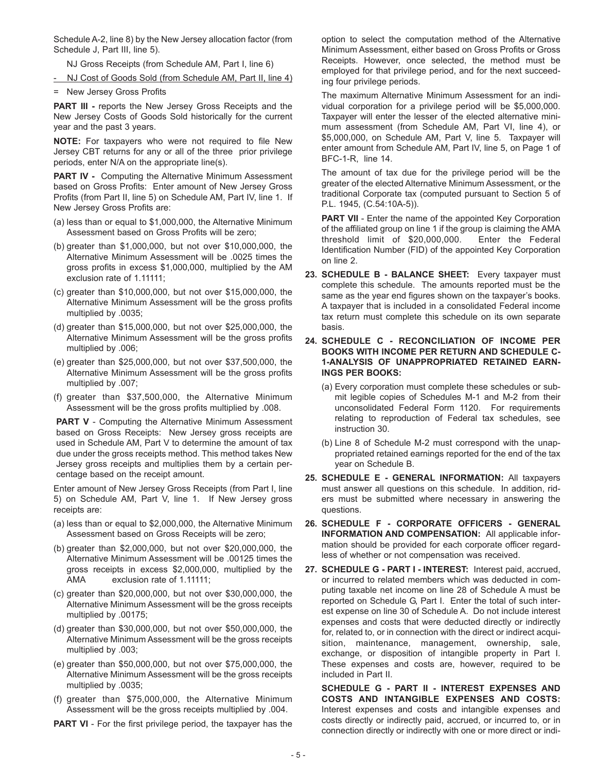Schedule A-2, line 8) by the New Jersey allocation factor (from Schedule J, Part III, line 5).

NJ Gross Receipts (from Schedule AM, Part I, line 6)

\- NJ Cost of Goods Sold (from Schedule AM, Part II, line 4)

= New Jersey Gross Profits

**PART III -** reports the New Jersey Gross Receipts and the New Jersey Costs of Goods Sold historically for the current year and the past 3 years.

**NOTE:** For taxpayers who were not required to file New Jersey CBT returns for any or all of the three prior privilege periods, enter N/A on the appropriate line(s).

**PART IV -** Computing the Alternative Minimum Assessment based on Gross Profits: Enter amount of New Jersey Gross Profits (from Part II, line 5) on Schedule AM, Part IV, line 1. If New Jersey Gross Profits are:

(a) less than or equal to $1,000,000, the Alternative Minimum Assessment based on Gross Profits will be zero;

(b) greater than $1,000,000, but not over $10,000,000, the Alternative Minimum Assessment will be .0025 times the gross profits in excess $1,000,000, multiplied by the AM exclusion rate of 1.11111;

(c) greater than $10,000,000, but not over $15,000,000, the Alternative Minimum Assessment will be the gross profits multiplied by .0035;

(d) greater than $15,000,000, but not over $25,000,000, the Alternative Minimum Assessment will be the gross profits multiplied by .006;

(e) greater than $25,000,000, but not over $37,500,000, the Alternative Minimum Assessment will be the gross profits multiplied by .007;

(f) greater than $37,500,000, the Alternative Minimum Assessment will be the gross profits multiplied by .008.

**PART V** - Computing the Alternative Minimum Assessment based on Gross Receipts: New Jersey gross receipts are used in Schedule AM, Part V to determine the amount of tax due under the gross receipts method. This method takes New Jersey gross receipts and multiplies them by a certain percentage based on the receipt amount.

Enter amount of New Jersey Gross Receipts (from Part I, line 5) on Schedule AM, Part V, line 1. If New Jersey gross receipts are:

(a) less than or equal to $2,000,000, the Alternative Minimum Assessment based on Gross Receipts will be zero;

(b) greater than $2,000,000, but not over $20,000,000, the Alternative Minimum Assessment will be .00125 times the gross receipts in excess $2,000,000, multiplied by the AMA exclusion rate of 1.11111;

(c) greater than $20,000,000, but not over $30,000,000, the Alternative Minimum Assessment will be the gross receipts multiplied by .00175;

(d) greater than $30,000,000, but not over $50,000,000, the Alternative Minimum Assessment will be the gross receipts multiplied by .003;

(e) greater than $50,000,000, but not over $75,000,000, the Alternative Minimum Assessment will be the gross receipts multiplied by .0035;

(f) greater than $75,000,000, the Alternative Minimum Assessment will be the gross receipts multiplied by .004.

**PART VI** - For the first privilege period, the taxpayer has the option to select the computation method of the Alternative Minimum Assessment, either based on Gross Profits or Gross Receipts. However, once selected, the method must be employed for that privilege period, and for the next succeeding four privilege periods.

The maximum Alternative Minimum Assessment for an individual corporation for a privilege period will be $5,000,000. Taxpayer will enter the lesser of the elected alternative minimum assessment (from Schedule AM, Part VI, line 4), or $5,000,000, on Schedule AM, Part V, line 5. Taxpayer will enter amount from Schedule AM, Part IV, line 5, on Page 1 of BFC-1-R, line 14.

The amount of tax due for the privilege period will be the greater of the elected Alternative Minimum Assessment, or the traditional Corporate tax (computed pursuant to Section 5 of P.L. 1945, (C.54:10A-5)).

**PART VII** - Enter the name of the appointed Key Corporation of the affiliated group on line 1 if the group is claiming the AMA threshold limit of $20,000,000. Enter the Federal Identification Number (FID) of the appointed Key Corporation on line 2.

**23. SCHEDULE B - BALANCE SHEET:** Every taxpayer must complete this schedule. The amounts reported must be the same as the year end figures shown on the taxpayer's books. A taxpayer that is included in a consolidated Federal income tax return must complete this schedule on its own separate basis.

**24. SCHEDULE C - RECONCILIATION OF INCOME PER BOOKS WITH INCOME PER RETURN AND SCHEDULE C-1-ANALYSIS OF UNAPPROPRIATED RETAINED EARNINGS PER BOOKS:**

(a) Every corporation must complete these schedules or submit legible copies of Schedules M-1 and M-2 from their unconsolidated Federal Form 1120. For requirements relating to reproduction of Federal tax schedules, see instruction 30.

(b) Line 8 of Schedule M-2 must correspond with the unappropriated retained earnings reported for the end of the tax year on Schedule B.

**25. SCHEDULE E - GENERAL INFORMATION:** All taxpayers must answer all questions on this schedule. In addition, riders must be submitted where necessary in answering the questions.

**26. SCHEDULE F - CORPORATE OFFICERS - GENERAL INFORMATION AND COMPENSATION:** All applicable information should be provided for each corporate officer regardless of whether or not compensation was received.

**27. SCHEDULE G - PART I - INTEREST:** Interest paid, accrued, or incurred to related members which was deducted in computing taxable net income on line 28 of Schedule A must be reported on Schedule G, Part I. Enter the total of such interest expense on line 30 of Schedule A. Do not include interest expenses and costs that were deducted directly or indirectly for, related to, or in connection with the direct or indirect acquisition, maintenance, management, ownership, sale, exchange, or disposition of intangible property in Part I. These expenses and costs are, however, required to be included in Part II.

**SCHEDULE G - PART II - INTEREST EXPENSES AND COSTS AND INTANGIBLE EXPENSES AND COSTS:** Interest expenses and costs and intangible expenses and costs directly or indirectly paid, accrued, or incurred to, or in connection directly or indirectly with one or more direct or indi-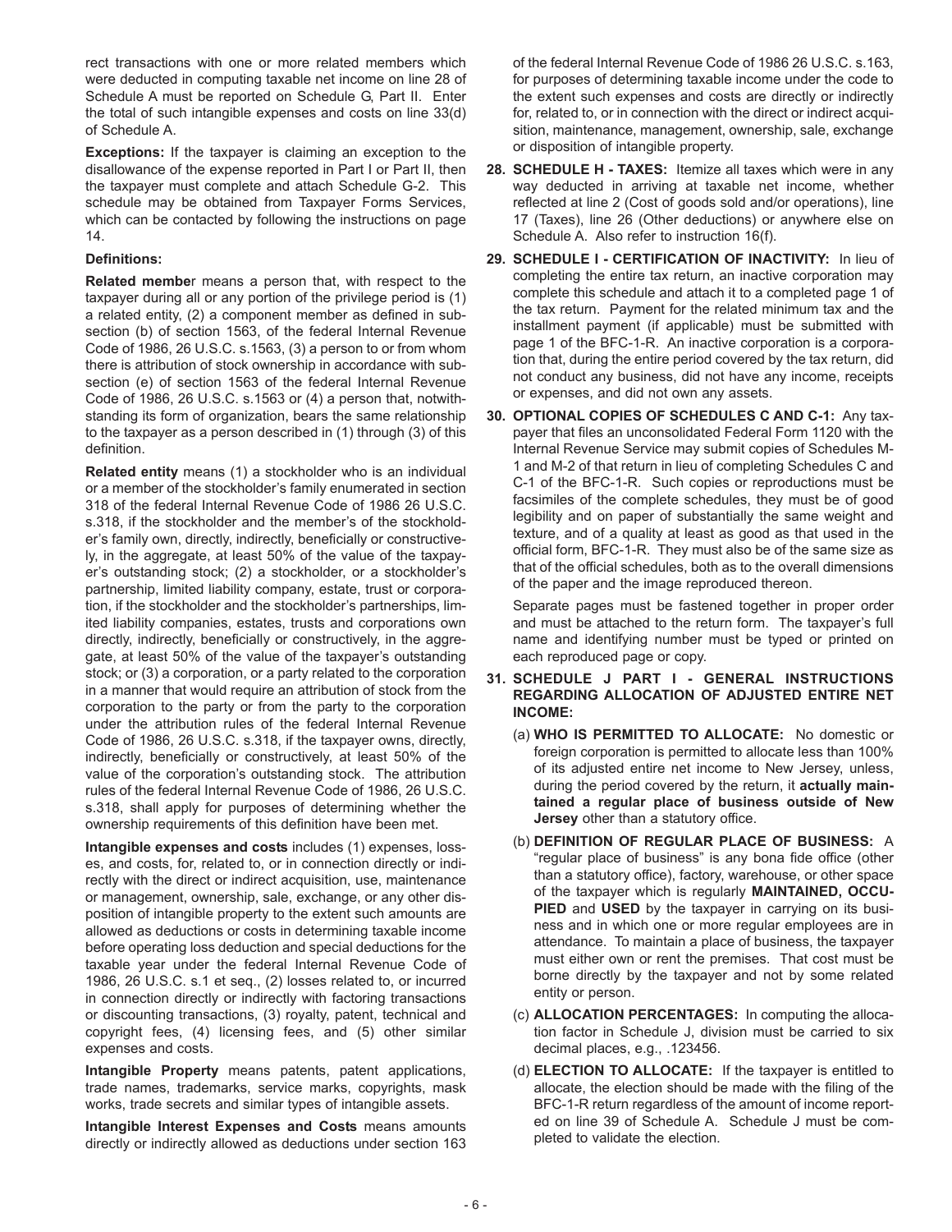rect transactions with one or more related members which were deducted in computing taxable net income on line 28 of Schedule A must be reported on Schedule G, Part II. Enter the total of such intangible expenses and costs on line 33(d) of Schedule A.

**Exceptions:** If the taxpayer is claiming an exception to the disallowance of the expense reported in Part I or Part II, then the taxpayer must complete and attach Schedule G-2. This schedule may be obtained from Taxpayer Forms Services, which can be contacted by following the instructions on page 14.

**Definitions:**

**Related membe**r means a person that, with respect to the taxpayer during all or any portion of the privilege period is (1) a related entity, (2) a component member as defined in subsection (b) of section 1563, of the federal Internal Revenue Code of 1986, 26 U.S.C. s.1563, (3) a person to or from whom there is attribution of stock ownership in accordance with subsection (e) of section 1563 of the federal Internal Revenue Code of 1986, 26 U.S.C. s.1563 or (4) a person that, notwithstanding its form of organization, bears the same relationship to the taxpayer as a person described in (1) through (3) of this definition.

**Related entity** means (1) a stockholder who is an individual or a member of the stockholder's family enumerated in section 318 of the federal Internal Revenue Code of 1986 26 U.S.C. s.318, if the stockholder and the member's of the stockholder's family own, directly, indirectly, beneficially or constructively, in the aggregate, at least 50% of the value of the taxpayer's outstanding stock; (2) a stockholder, or a stockholder's partnership, limited liability company, estate, trust or corporation, if the stockholder and the stockholder's partnerships, limited liability companies, estates, trusts and corporations own directly, indirectly, beneficially or constructively, in the aggregate, at least 50% of the value of the taxpayer's outstanding stock; or (3) a corporation, or a party related to the corporation in a manner that would require an attribution of stock from the corporation to the party or from the party to the corporation under the attribution rules of the federal Internal Revenue Code of 1986, 26 U.S.C. s.318, if the taxpayer owns, directly, indirectly, beneficially or constructively, at least 50% of the value of the corporation's outstanding stock. The attribution rules of the federal Internal Revenue Code of 1986, 26 U.S.C. s.318, shall apply for purposes of determining whether the ownership requirements of this definition have been met.

**Intangible expenses and costs** includes (1) expenses, losses, and costs, for, related to, or in connection directly or indirectly with the direct or indirect acquisition, use, maintenance or management, ownership, sale, exchange, or any other disposition of intangible property to the extent such amounts are allowed as deductions or costs in determining taxable income before operating loss deduction and special deductions for the taxable year under the federal Internal Revenue Code of 1986, 26 U.S.C. s.1 et seq., (2) losses related to, or incurred in connection directly or indirectly with factoring transactions or discounting transactions, (3) royalty, patent, technical and copyright fees, (4) licensing fees, and (5) other similar expenses and costs.

**Intangible Property** means patents, patent applications, trade names, trademarks, service marks, copyrights, mask works, trade secrets and similar types of intangible assets.

**Intangible Interest Expenses and Costs** means amounts directly or indirectly allowed as deductions under section 163 of the federal Internal Revenue Code of 1986 26 U.S.C. s.163, for purposes of determining taxable income under the code to the extent such expenses and costs are directly or indirectly for, related to, or in connection with the direct or indirect acquisition, maintenance, management, ownership, sale, exchange or disposition of intangible property.

**28. SCHEDULE H - TAXES:** Itemize all taxes which were in any way deducted in arriving at taxable net income, whether reflected at line 2 (Cost of goods sold and/or operations), line 17 (Taxes), line 26 (Other deductions) or anywhere else on Schedule A. Also refer to instruction 16(f).

**29. SCHEDULE I - CERTIFICATION OF INACTIVITY:** In lieu of completing the entire tax return, an inactive corporation may complete this schedule and attach it to a completed page 1 of the tax return. Payment for the related minimum tax and the installment payment (if applicable) must be submitted with page 1 of the BFC-1-R. An inactive corporation is a corporation that, during the entire period covered by the tax return, did not conduct any business, did not have any income, receipts or expenses, and did not own any assets.

**30. OPTIONAL COPIES OF SCHEDULES C AND C-1:** Any taxpayer that files an unconsolidated Federal Form 1120 with the Internal Revenue Service may submit copies of Schedules M-1 and M-2 of that return in lieu of completing Schedules C and C-1 of the BFC-1-R. Such copies or reproductions must be facsimiles of the complete schedules, they must be of good legibility and on paper of substantially the same weight and texture, and of a quality at least as good as that used in the official form, BFC-1-R. They must also be of the same size as that of the official schedules, both as to the overall dimensions of the paper and the image reproduced thereon.

Separate pages must be fastened together in proper order and must be attached to the return form. The taxpayer's full name and identifying number must be typed or printed on each reproduced page or copy.

**31. SCHEDULE J PART I - GENERAL INSTRUCTIONS REGARDING ALLOCATION OF ADJUSTED ENTIRE NET INCOME:**

(a) **WHO IS PERMITTED TO ALLOCATE:** No domestic or foreign corporation is permitted to allocate less than 100% of its adjusted entire net income to New Jersey, unless, during the period covered by the return, it **actually maintained a regular place of business outside of New Jersey** other than a statutory office.

(b) **DEFINITION OF REGULAR PLACE OF BUSINESS:** A "regular place of business" is any bona fide office (other than a statutory office), factory, warehouse, or other space of the taxpayer which is regularly **MAINTAINED, OCCUPIED** and **USED** by the taxpayer in carrying on its business and in which one or more regular employees are in attendance. To maintain a place of business, the taxpayer must either own or rent the premises. That cost must be borne directly by the taxpayer and not by some related entity or person.

(c) **ALLOCATION PERCENTAGES:** In computing the allocation factor in Schedule J, division must be carried to six decimal places, e.g., .123456.

(d) **ELECTION TO ALLOCATE:** If the taxpayer is entitled to allocate, the election should be made with the filing of the BFC-1-R return regardless of the amount of income reported on line 39 of Schedule A. Schedule J must be completed to validate the election.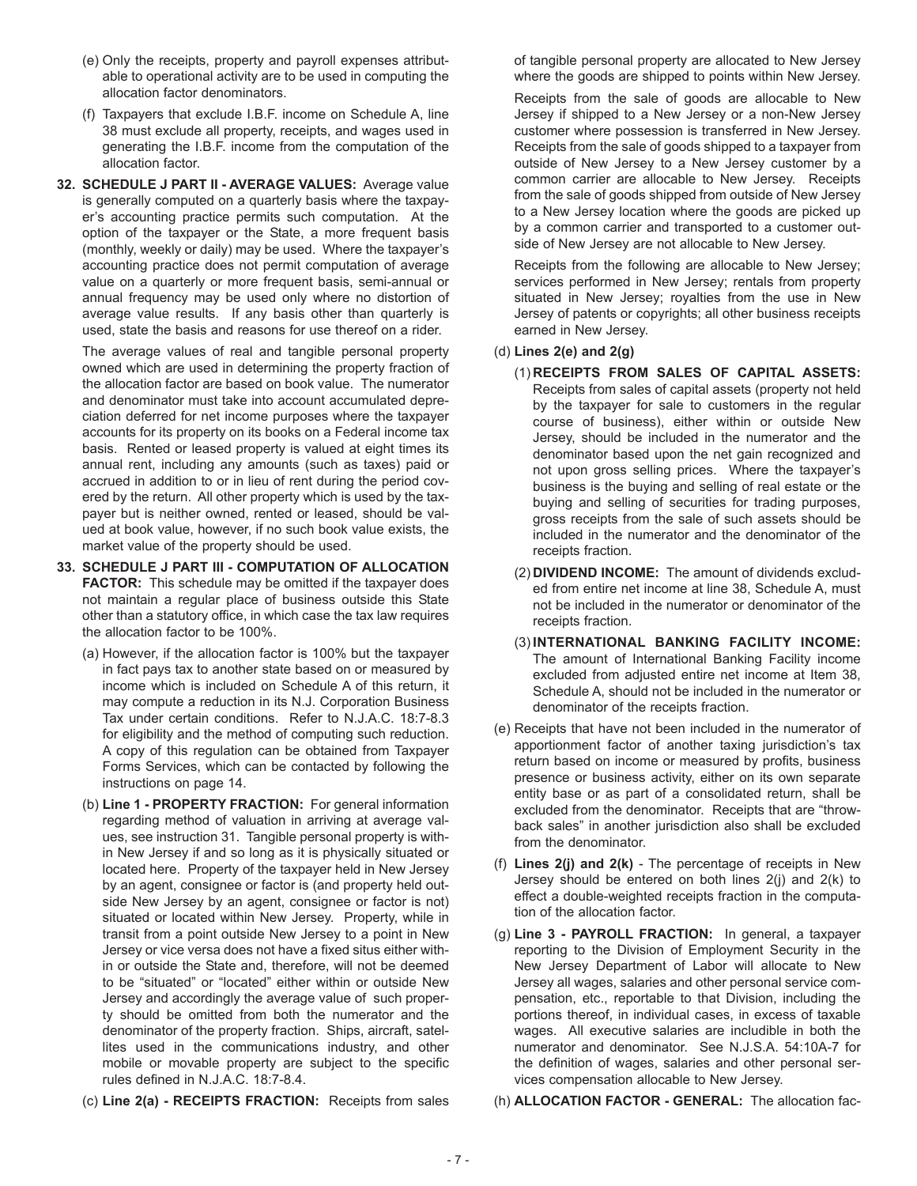(e) Only the receipts, property and payroll expenses attributable to operational activity are to be used in computing the allocation factor denominators.

(f) Taxpayers that exclude I.B.F. income on Schedule A, line 38 must exclude all property, receipts, and wages used in generating the I.B.F. income from the computation of the allocation factor.

**32. SCHEDULE J PART II - AVERAGE VALUES:** Average value is generally computed on a quarterly basis where the taxpayer's accounting practice permits such computation. At the option of the taxpayer or the State, a more frequent basis (monthly, weekly or daily) may be used. Where the taxpayer's accounting practice does not permit computation of average value on a quarterly or more frequent basis, semi-annual or annual frequency may be used only where no distortion of average value results. If any basis other than quarterly is used, state the basis and reasons for use thereof on a rider.

The average values of real and tangible personal property owned which are used in determining the property fraction of the allocation factor are based on book value. The numerator and denominator must take into account accumulated depreciation deferred for net income purposes where the taxpayer accounts for its property on its books on a Federal income tax basis. Rented or leased property is valued at eight times its annual rent, including any amounts (such as taxes) paid or accrued in addition to or in lieu of rent during the period covered by the return. All other property which is used by the taxpayer but is neither owned, rented or leased, should be valued at book value, however, if no such book value exists, the market value of the property should be used.

**33. SCHEDULE J PART III - COMPUTATION OF ALLOCATION FACTOR:** This schedule may be omitted if the taxpayer does not maintain a regular place of business outside this State other than a statutory office, in which case the tax law requires the allocation factor to be 100%.

(a) However, if the allocation factor is 100% but the taxpayer in fact pays tax to another state based on or measured by income which is included on Schedule A of this return, it may compute a reduction in its N.J. Corporation Business Tax under certain conditions. Refer to N.J.A.C. 18:7-8.3 for eligibility and the method of computing such reduction. A copy of this regulation can be obtained from Taxpayer Forms Services, which can be contacted by following the instructions on page 14.

(b) **Line 1 - PROPERTY FRACTION:** For general information regarding method of valuation in arriving at average values, see instruction 31. Tangible personal property is within New Jersey if and so long as it is physically situated or located here. Property of the taxpayer held in New Jersey by an agent, consignee or factor is (and property held outside New Jersey by an agent, consignee or factor is not) situated or located within New Jersey. Property, while in transit from a point outside New Jersey to a point in New Jersey or vice versa does not have a fixed situs either within or outside the State and, therefore, will not be deemed to be "situated" or "located" either within or outside New Jersey and accordingly the average value of such property should be omitted from both the numerator and the denominator of the property fraction. Ships, aircraft, satellites used in the communications industry, and other mobile or movable property are subject to the specific rules defined in N.J.A.C. 18:7-8.4.

(c) **Line 2(a) - RECEIPTS FRACTION:** Receipts from sales of tangible personal property are allocated to New Jersey where the goods are shipped to points within New Jersey.

Receipts from the sale of goods are allocable to New Jersey if shipped to a New Jersey or a non-New Jersey customer where possession is transferred in New Jersey. Receipts from the sale of goods shipped to a taxpayer from outside of New Jersey to a New Jersey customer by a common carrier are allocable to New Jersey. Receipts from the sale of goods shipped from outside of New Jersey to a New Jersey location where the goods are picked up by a common carrier and transported to a customer outside of New Jersey are not allocable to New Jersey.

Receipts from the following are allocable to New Jersey; services performed in New Jersey; rentals from property situated in New Jersey; royalties from the use in New Jersey of patents or copyrights; all other business receipts earned in New Jersey.

(d) **Lines 2(e) and 2(g)**

(1) **RECEIPTS FROM SALES OF CAPITAL ASSETS:** Receipts from sales of capital assets (property not held by the taxpayer for sale to customers in the regular course of business), either within or outside New Jersey, should be included in the numerator and the denominator based upon the net gain recognized and not upon gross selling prices. Where the taxpayer's business is the buying and selling of real estate or the buying and selling of securities for trading purposes, gross receipts from the sale of such assets should be included in the numerator and the denominator of the receipts fraction.

(2) **DIVIDEND INCOME:** The amount of dividends excluded from entire net income at line 38, Schedule A, must not be included in the numerator or denominator of the receipts fraction.

(3) **INTERNATIONAL BANKING FACILITY INCOME:** The amount of International Banking Facility income excluded from adjusted entire net income at Item 38, Schedule A, should not be included in the numerator or denominator of the receipts fraction.

(e) Receipts that have not been included in the numerator of apportionment factor of another taxing jurisdiction's tax return based on income or measured by profits, business presence or business activity, either on its own separate entity base or as part of a consolidated return, shall be excluded from the denominator. Receipts that are "throwback sales" in another jurisdiction also shall be excluded from the denominator.

(f) **Lines 2(j) and 2(k)** - The percentage of receipts in New Jersey should be entered on both lines 2(j) and 2(k) to effect a double-weighted receipts fraction in the computation of the allocation factor.

(g) **Line 3 - PAYROLL FRACTION:** In general, a taxpayer reporting to the Division of Employment Security in the New Jersey Department of Labor will allocate to New Jersey all wages, salaries and other personal service compensation, etc., reportable to that Division, including the portions thereof, in individual cases, in excess of taxable wages. All executive salaries are includible in both the numerator and denominator. See N.J.S.A. 54:10A-7 for the definition of wages, salaries and other personal services compensation allocable to New Jersey.

(h) **ALLOCATION FACTOR - GENERAL:** The allocation fac-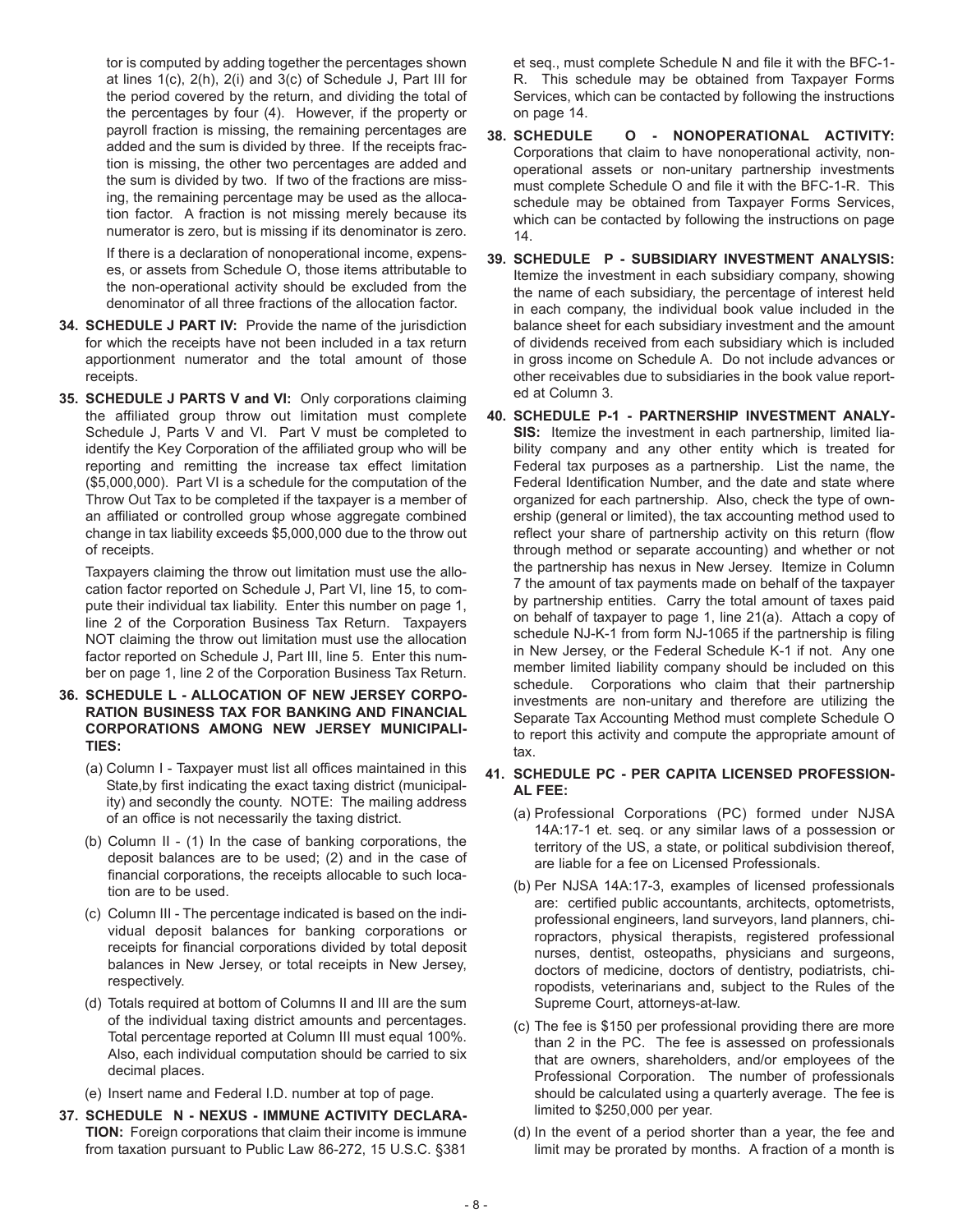tor is computed by adding together the percentages shown at lines 1(c), 2(h), 2(i) and 3(c) of Schedule J, Part III for the period covered by the return, and dividing the total of the percentages by four (4). However, if the property or payroll fraction is missing, the remaining percentages are added and the sum is divided by three. If the receipts fraction is missing, the other two percentages are added and the sum is divided by two. If two of the fractions are missing, the remaining percentage may be used as the allocation factor. A fraction is not missing merely because its numerator is zero, but is missing if its denominator is zero.

If there is a declaration of nonoperational income, expenses, or assets from Schedule O, those items attributable to the non-operational activity should be excluded from the denominator of all three fractions of the allocation factor.

**34. SCHEDULE J PART IV:** Provide the name of the jurisdiction for which the receipts have not been included in a tax return apportionment numerator and the total amount of those receipts.

**35. SCHEDULE J PARTS V and VI:** Only corporations claiming the affiliated group throw out limitation must complete Schedule J, Parts V and VI. Part V must be completed to identify the Key Corporation of the affiliated group who will be reporting and remitting the increase tax effect limitation ($5,000,000). Part VI is a schedule for the computation of the Throw Out Tax to be completed if the taxpayer is a member of an affiliated or controlled group whose aggregate combined change in tax liability exceeds $5,000,000 due to the throw out of receipts.

Taxpayers claiming the throw out limitation must use the allocation factor reported on Schedule J, Part VI, line 15, to compute their individual tax liability. Enter this number on page 1, line 2 of the Corporation Business Tax Return. Taxpayers NOT claiming the throw out limitation must use the allocation factor reported on Schedule J, Part III, line 5. Enter this number on page 1, line 2 of the Corporation Business Tax Return.

**36. SCHEDULE L - ALLOCATION OF NEW JERSEY CORPORATION BUSINESS TAX FOR BANKING AND FINANCIAL CORPORATIONS AMONG NEW JERSEY MUNICIPALITIES:**

(a) Column I - Taxpayer must list all offices maintained in this State,by first indicating the exact taxing district (municipality) and secondly the county. NOTE: The mailing address of an office is not necessarily the taxing district.

(b) Column II - (1) In the case of banking corporations, the deposit balances are to be used; (2) and in the case of financial corporations, the receipts allocable to such location are to be used.

(c) Column III - The percentage indicated is based on the individual deposit balances for banking corporations or receipts for financial corporations divided by total deposit balances in New Jersey, or total receipts in New Jersey, respectively.

(d) Totals required at bottom of Columns II and III are the sum of the individual taxing district amounts and percentages. Total percentage reported at Column III must equal 100%. Also, each individual computation should be carried to six decimal places.

(e) Insert name and Federal I.D. number at top of page.

**37. SCHEDULE N - NEXUS - IMMUNE ACTIVITY DECLARATION:** Foreign corporations that claim their income is immune from taxation pursuant to Public Law 86-272, 15 U.S.C. §381 et seq., must complete Schedule N and file it with the BFC-1-R. This schedule may be obtained from Taxpayer Forms Services, which can be contacted by following the instructions on page 14.

**38. SCHEDULE O - NONOPERATIONAL ACTIVITY:** Corporations that claim to have nonoperational activity, nonoperational assets or non-unitary partnership investments must complete Schedule O and file it with the BFC-1-R. This schedule may be obtained from Taxpayer Forms Services, which can be contacted by following the instructions on page 14.

**39. SCHEDULE P - SUBSIDIARY INVESTMENT ANALYSIS:** Itemize the investment in each subsidiary company, showing the name of each subsidiary, the percentage of interest held in each company, the individual book value included in the balance sheet for each subsidiary investment and the amount of dividends received from each subsidiary which is included in gross income on Schedule A. Do not include advances or other receivables due to subsidiaries in the book value reported at Column 3.

**40. SCHEDULE P-1 - PARTNERSHIP INVESTMENT ANALYSIS:** Itemize the investment in each partnership, limited liability company and any other entity which is treated for Federal tax purposes as a partnership. List the name, the Federal Identification Number, and the date and state where organized for each partnership. Also, check the type of ownership (general or limited), the tax accounting method used to reflect your share of partnership activity on this return (flow through method or separate accounting) and whether or not the partnership has nexus in New Jersey. Itemize in Column 7 the amount of tax payments made on behalf of the taxpayer by partnership entities. Carry the total amount of taxes paid on behalf of taxpayer to page 1, line 21(a). Attach a copy of schedule NJ-K-1 from form NJ-1065 if the partnership is filing in New Jersey, or the Federal Schedule K-1 if not. Any one member limited liability company should be included on this schedule. Corporations who claim that their partnership investments are non-unitary and therefore are utilizing the Separate Tax Accounting Method must complete Schedule O to report this activity and compute the appropriate amount of tax.

**41. SCHEDULE PC - PER CAPITA LICENSED PROFESSIONAL FEE:**

(a) Professional Corporations (PC) formed under NJSA 14A:17-1 et. seq. or any similar laws of a possession or territory of the US, a state, or political subdivision thereof, are liable for a fee on Licensed Professionals.

(b) Per NJSA 14A:17-3, examples of licensed professionals are: certified public accountants, architects, optometrists, professional engineers, land surveyors, land planners, chiropractors, physical therapists, registered professional nurses, dentist, osteopaths, physicians and surgeons, doctors of medicine, doctors of dentistry, podiatrists, chiropodists, veterinarians and, subject to the Rules of the Supreme Court, attorneys-at-law.

(c) The fee is $150 per professional providing there are more than 2 in the PC. The fee is assessed on professionals that are owners, shareholders, and/or employees of the Professional Corporation. The number of professionals should be calculated using a quarterly average. The fee is limited to $250,000 per year.

(d) In the event of a period shorter than a year, the fee and limit may be prorated by months. A fraction of a month is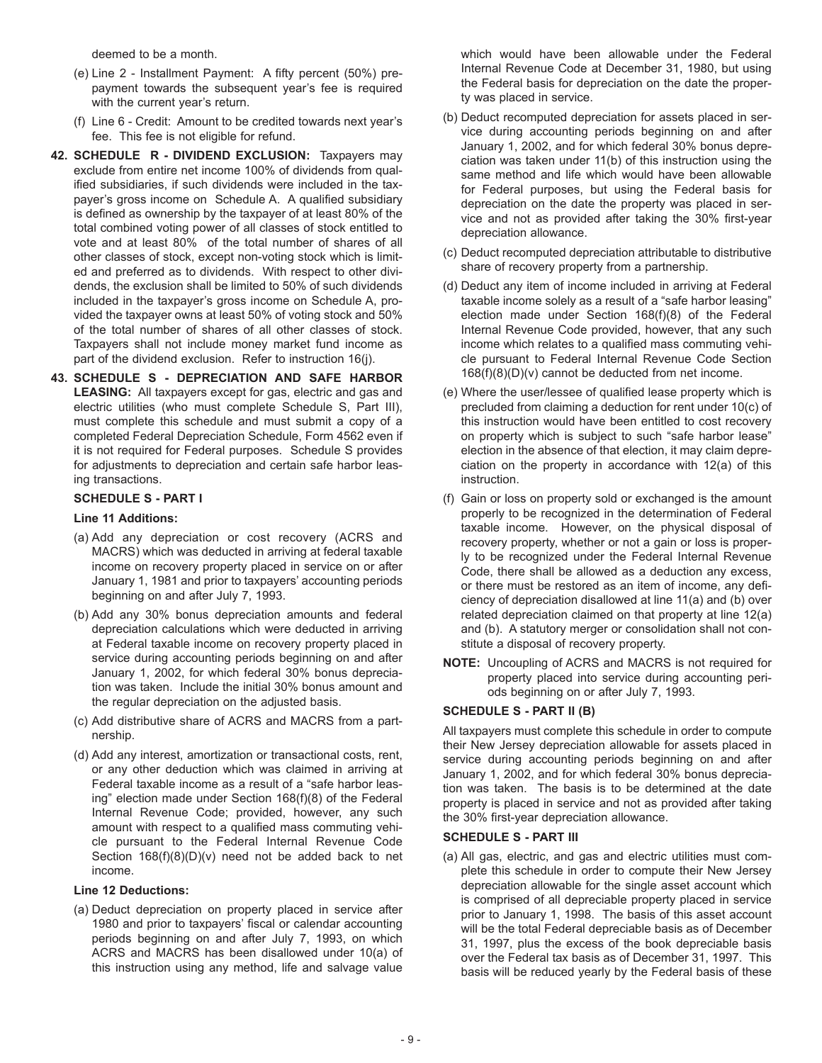deemed to be a month.

(e) Line 2 - Installment Payment: A fifty percent (50%) prepayment towards the subsequent year's fee is required with the current year's return.

(f) Line 6 - Credit: Amount to be credited towards next year's fee. This fee is not eligible for refund.

**42. SCHEDULE R - DIVIDEND EXCLUSION:** Taxpayers may exclude from entire net income 100% of dividends from qualified subsidiaries, if such dividends were included in the taxpayer's gross income on Schedule A. A qualified subsidiary is defined as ownership by the taxpayer of at least 80% of the total combined voting power of all classes of stock entitled to vote and at least 80% of the total number of shares of all other classes of stock, except non-voting stock which is limited and preferred as to dividends. With respect to other dividends, the exclusion shall be limited to 50% of such dividends included in the taxpayer's gross income on Schedule A, provided the taxpayer owns at least 50% of voting stock and 50% of the total number of shares of all other classes of stock. Taxpayers shall not include money market fund income as part of the dividend exclusion. Refer to instruction 16(j).

**43. SCHEDULE S - DEPRECIATION AND SAFE HARBOR LEASING:** All taxpayers except for gas, electric and gas and electric utilities (who must complete Schedule S, Part III), must complete this schedule and must submit a copy of a completed Federal Depreciation Schedule, Form 4562 even if it is not required for Federal purposes. Schedule S provides for adjustments to depreciation and certain safe harbor leasing transactions.

**SCHEDULE S - PART I**

**Line 11 Additions:**

(a) Add any depreciation or cost recovery (ACRS and MACRS) which was deducted in arriving at federal taxable income on recovery property placed in service on or after January 1, 1981 and prior to taxpayers' accounting periods beginning on and after July 7, 1993.

(b) Add any 30% bonus depreciation amounts and federal depreciation calculations which were deducted in arriving at Federal taxable income on recovery property placed in service during accounting periods beginning on and after January 1, 2002, for which federal 30% bonus depreciation was taken. Include the initial 30% bonus amount and the regular depreciation on the adjusted basis.

(c) Add distributive share of ACRS and MACRS from a partnership.

(d) Add any interest, amortization or transactional costs, rent, or any other deduction which was claimed in arriving at Federal taxable income as a result of a "safe harbor leasing" election made under Section 168(f)(8) of the Federal Internal Revenue Code; provided, however, any such amount with respect to a qualified mass commuting vehicle pursuant to the Federal Internal Revenue Code Section 168(f)(8)(D)(v) need not be added back to net income.

**Line 12 Deductions:**

(a) Deduct depreciation on property placed in service after 1980 and prior to taxpayers' fiscal or calendar accounting periods beginning on and after July 7, 1993, on which ACRS and MACRS has been disallowed under 10(a) of this instruction using any method, life and salvage value which would have been allowable under the Federal Internal Revenue Code at December 31, 1980, but using the Federal basis for depreciation on the date the property was placed in service.

(b) Deduct recomputed depreciation for assets placed in service during accounting periods beginning on and after January 1, 2002, and for which federal 30% bonus depreciation was taken under 11(b) of this instruction using the same method and life which would have been allowable for Federal purposes, but using the Federal basis for depreciation on the date the property was placed in service and not as provided after taking the 30% first-year depreciation allowance.

(c) Deduct recomputed depreciation attributable to distributive share of recovery property from a partnership.

(d) Deduct any item of income included in arriving at Federal taxable income solely as a result of a "safe harbor leasing" election made under Section 168(f)(8) of the Federal Internal Revenue Code provided, however, that any such income which relates to a qualified mass commuting vehicle pursuant to Federal Internal Revenue Code Section 168(f)(8)(D)(v) cannot be deducted from net income.

(e) Where the user/lessee of qualified lease property which is precluded from claiming a deduction for rent under 10(c) of this instruction would have been entitled to cost recovery on property which is subject to such "safe harbor lease" election in the absence of that election, it may claim depreciation on the property in accordance with 12(a) of this instruction.

(f) Gain or loss on property sold or exchanged is the amount properly to be recognized in the determination of Federal taxable income. However, on the physical disposal of recovery property, whether or not a gain or loss is properly to be recognized under the Federal Internal Revenue Code, there shall be allowed as a deduction any excess, or there must be restored as an item of income, any deficiency of depreciation disallowed at line 11(a) and (b) over related depreciation claimed on that property at line 12(a) and (b). A statutory merger or consolidation shall not constitute a disposal of recovery property.

**NOTE:** Uncoupling of ACRS and MACRS is not required for property placed into service during accounting periods beginning on or after July 7, 1993.

**SCHEDULE S - PART II (B)**

All taxpayers must complete this schedule in order to compute their New Jersey depreciation allowable for assets placed in service during accounting periods beginning on and after January 1, 2002, and for which federal 30% bonus depreciation was taken. The basis is to be determined at the date property is placed in service and not as provided after taking the 30% first-year depreciation allowance.

**SCHEDULE S - PART III**

(a) All gas, electric, and gas and electric utilities must complete this schedule in order to compute their New Jersey depreciation allowable for the single asset account which is comprised of all depreciable property placed in service prior to January 1, 1998. The basis of this asset account will be the total Federal depreciable basis as of December 31, 1997, plus the excess of the book depreciable basis over the Federal tax basis as of December 31, 1997. This basis will be reduced yearly by the Federal basis of these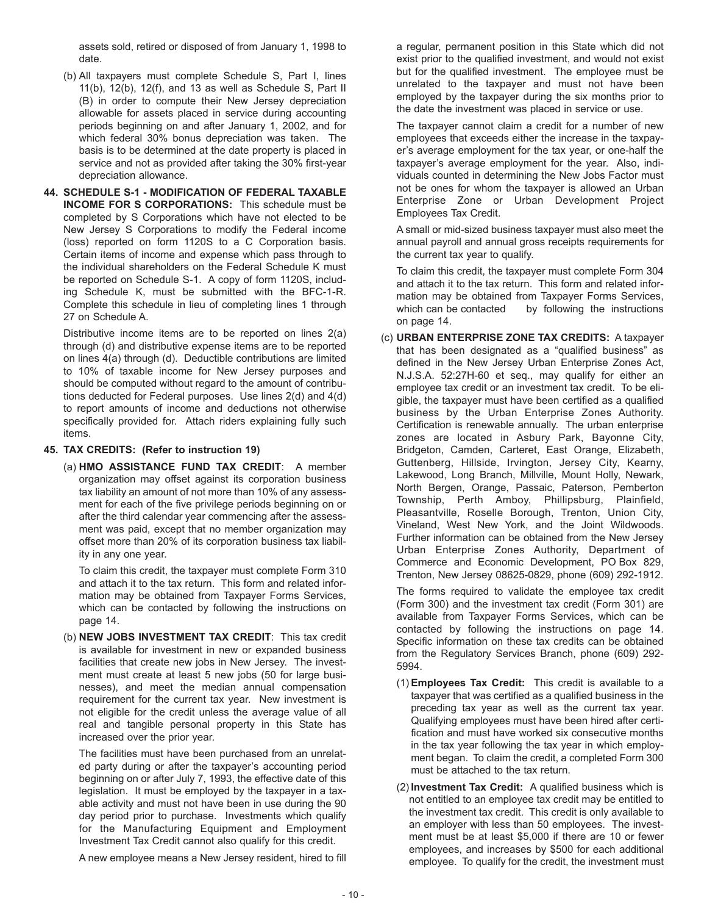assets sold, retired or disposed of from January 1, 1998 to date.

(b) All taxpayers must complete Schedule S, Part I, lines 11(b), 12(b), 12(f), and 13 as well as Schedule S, Part II (B) in order to compute their New Jersey depreciation allowable for assets placed in service during accounting periods beginning on and after January 1, 2002, and for which federal 30% bonus depreciation was taken. The basis is to be determined at the date property is placed in service and not as provided after taking the 30% first-year depreciation allowance.

**44. SCHEDULE S-1 - MODIFICATION OF FEDERAL TAXABLE INCOME FOR S CORPORATIONS:** This schedule must be completed by S Corporations which have not elected to be New Jersey S Corporations to modify the Federal income (loss) reported on form 1120S to a C Corporation basis. Certain items of income and expense which pass through to the individual shareholders on the Federal Schedule K must be reported on Schedule S-1. A copy of form 1120S, including Schedule K, must be submitted with the BFC-1-R. Complete this schedule in lieu of completing lines 1 through 27 on Schedule A.

Distributive income items are to be reported on lines 2(a) through (d) and distributive expense items are to be reported on lines 4(a) through (d). Deductible contributions are limited to 10% of taxable income for New Jersey purposes and should be computed without regard to the amount of contributions deducted for Federal purposes. Use lines 2(d) and 4(d) to report amounts of income and deductions not otherwise specifically provided for. Attach riders explaining fully such items.

**45. TAX CREDITS: (Refer to instruction 19)**

(a) **HMO ASSISTANCE FUND TAX CREDIT**: A member organization may offset against its corporation business tax liability an amount of not more than 10% of any assessment for each of the five privilege periods beginning on or after the third calendar year commencing after the assessment was paid, except that no member organization may offset more than 20% of its corporation business tax liability in any one year.

To claim this credit, the taxpayer must complete Form 310 and attach it to the tax return. This form and related information may be obtained from Taxpayer Forms Services, which can be contacted by following the instructions on page 14.

(b) **NEW JOBS INVESTMENT TAX CREDIT**: This tax credit is available for investment in new or expanded business facilities that create new jobs in New Jersey. The investment must create at least 5 new jobs (50 for large businesses), and meet the median annual compensation requirement for the current tax year. New investment is not eligible for the credit unless the average value of all real and tangible personal property in this State has increased over the prior year.

The facilities must have been purchased from an unrelated party during or after the taxpayer's accounting period beginning on or after July 7, 1993, the effective date of this legislation. It must be employed by the taxpayer in a taxable activity and must not have been in use during the 90 day period prior to purchase. Investments which qualify for the Manufacturing Equipment and Employment Investment Tax Credit cannot also qualify for this credit.

A new employee means a New Jersey resident, hired to fill a regular, permanent position in this State which did not exist prior to the qualified investment, and would not exist but for the qualified investment. The employee must be unrelated to the taxpayer and must not have been employed by the taxpayer during the six months prior to the date the investment was placed in service or use.

The taxpayer cannot claim a credit for a number of new employees that exceeds either the increase in the taxpayer's average employment for the tax year, or one-half the taxpayer's average employment for the year. Also, individuals counted in determining the New Jobs Factor must not be ones for whom the taxpayer is allowed an Urban Enterprise Zone or Urban Development Project Employees Tax Credit.

A small or mid-sized business taxpayer must also meet the annual payroll and annual gross receipts requirements for the current tax year to qualify.

To claim this credit, the taxpayer must complete Form 304 and attach it to the tax return. This form and related information may be obtained from Taxpayer Forms Services, which can be contacted by following the instructions on page 14.

(c) **URBAN ENTERPRISE ZONE TAX CREDITS:** A taxpayer that has been designated as a "qualified business" as defined in the New Jersey Urban Enterprise Zones Act, N.J.S.A. 52:27H-60 et seq., may qualify for either an employee tax credit or an investment tax credit. To be eligible, the taxpayer must have been certified as a qualified business by the Urban Enterprise Zones Authority. Certification is renewable annually. The urban enterprise zones are located in Asbury Park, Bayonne City, Bridgeton, Camden, Carteret, East Orange, Elizabeth, Guttenberg, Hillside, Irvington, Jersey City, Kearny, Lakewood, Long Branch, Millville, Mount Holly, Newark, North Bergen, Orange, Passaic, Paterson, Pemberton Township, Perth Amboy, Phillipsburg, Plainfield, Pleasantville, Roselle Borough, Trenton, Union City, Vineland, West New York, and the Joint Wildwoods. Further information can be obtained from the New Jersey Urban Enterprise Zones Authority, Department of Commerce and Economic Development, PO Box 829, Trenton, New Jersey 08625-0829, phone (609) 292-1912.

The forms required to validate the employee tax credit (Form 300) and the investment tax credit (Form 301) are available from Taxpayer Forms Services, which can be contacted by following the instructions on page 14. Specific information on these tax credits can be obtained from the Regulatory Services Branch, phone (609) 292-5994.

(1) **Employees Tax Credit:** This credit is available to a taxpayer that was certified as a qualified business in the preceding tax year as well as the current tax year. Qualifying employees must have been hired after certification and must have worked six consecutive months in the tax year following the tax year in which employment began. To claim the credit, a completed Form 300 must be attached to the tax return.

(2) **Investment Tax Credit:** A qualified business which is not entitled to an employee tax credit may be entitled to the investment tax credit. This credit is only available to an employer with less than 50 employees. The investment must be at least $5,000 if there are 10 or fewer employees, and increases by $500 for each additional employee. To qualify for the credit, the investment must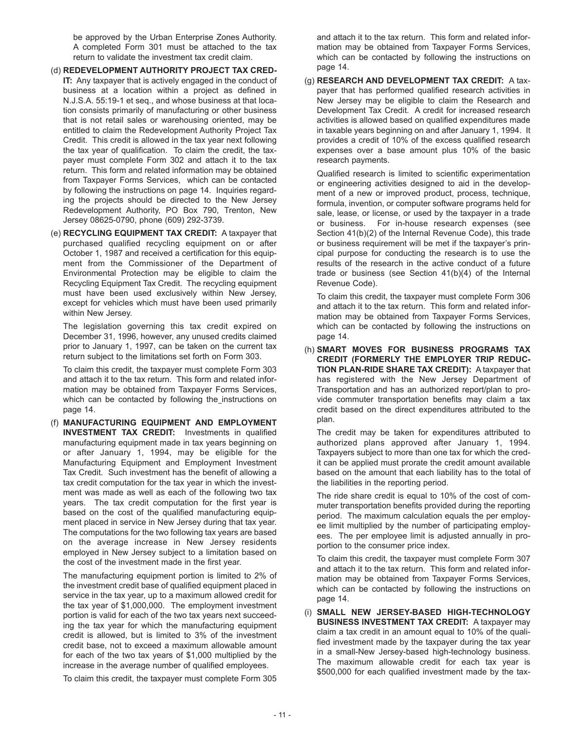be approved by the Urban Enterprise Zones Authority. A completed Form 301 must be attached to the tax return to validate the investment tax credit claim.

(d) **REDEVELOPMENT AUTHORITY PROJECT TAX CREDIT:** Any taxpayer that is actively engaged in the conduct of business at a location within a project as defined in N.J.S.A. 55:19-1 et seq., and whose business at that location consists primarily of manufacturing or other business that is not retail sales or warehousing oriented, may be entitled to claim the Redevelopment Authority Project Tax Credit. This credit is allowed in the tax year next following the tax year of qualification. To claim the credit, the taxpayer must complete Form 302 and attach it to the tax return. This form and related information may be obtained from Taxpayer Forms Services, which can be contacted by following the instructions on page 14. Inquiries regarding the projects should be directed to the New Jersey Redevelopment Authority, PO Box 790, Trenton, New Jersey 08625-0790, phone (609) 292-3739.

(e) **RECYCLING EQUIPMENT TAX CREDIT:** A taxpayer that purchased qualified recycling equipment on or after October 1, 1987 and received a certification for this equipment from the Commissioner of the Department of Environmental Protection may be eligible to claim the Recycling Equipment Tax Credit. The recycling equipment must have been used exclusively within New Jersey, except for vehicles which must have been used primarily within New Jersey.

The legislation governing this tax credit expired on December 31, 1996, however, any unused credits claimed prior to January 1, 1997, can be taken on the current tax return subject to the limitations set forth on Form 303.

To claim this credit, the taxpayer must complete Form 303 and attach it to the tax return. This form and related information may be obtained from Taxpayer Forms Services, which can be contacted by following the instructions on page 14.

(f) **MANUFACTURING EQUIPMENT AND EMPLOYMENT INVESTMENT TAX CREDIT:** Investments in qualified manufacturing equipment made in tax years beginning on or after January 1, 1994, may be eligible for the Manufacturing Equipment and Employment Investment Tax Credit. Such investment has the benefit of allowing a tax credit computation for the tax year in which the investment was made as well as each of the following two tax years. The tax credit computation for the first year is based on the cost of the qualified manufacturing equipment placed in service in New Jersey during that tax year. The computations for the two following tax years are based on the average increase in New Jersey residents employed in New Jersey subject to a limitation based on the cost of the investment made in the first year.

The manufacturing equipment portion is limited to 2% of the investment credit base of qualified equipment placed in service in the tax year, up to a maximum allowed credit for the tax year of $1,000,000. The employment investment portion is valid for each of the two tax years next succeeding the tax year for which the manufacturing equipment credit is allowed, but is limited to 3% of the investment credit base, not to exceed a maximum allowable amount for each of the two tax years of $1,000 multiplied by the increase in the average number of qualified employees.

To claim this credit, the taxpayer must complete Form 305 and attach it to the tax return. This form and related information may be obtained from Taxpayer Forms Services, which can be contacted by following the instructions on page 14.

(g) **RESEARCH AND DEVELOPMENT TAX CREDIT:** A taxpayer that has performed qualified research activities in New Jersey may be eligible to claim the Research and Development Tax Credit. A credit for increased research activities is allowed based on qualified expenditures made in taxable years beginning on and after January 1, 1994. It provides a credit of 10% of the excess qualified research expenses over a base amount plus 10% of the basic research payments.

Qualified research is limited to scientific experimentation or engineering activities designed to aid in the development of a new or improved product, process, technique, formula, invention, or computer software programs held for sale, lease, or license, or used by the taxpayer in a trade or business. For in-house research expenses (see Section 41(b)(2) of the Internal Revenue Code), this trade or business requirement will be met if the taxpayer's principal purpose for conducting the research is to use the results of the research in the active conduct of a future trade or business (see Section 41(b)(4) of the Internal Revenue Code).

To claim this credit, the taxpayer must complete Form 306 and attach it to the tax return. This form and related information may be obtained from Taxpayer Forms Services, which can be contacted by following the instructions on page 14.

(h) **SMART MOVES FOR BUSINESS PROGRAMS TAX CREDIT (FORMERLY THE EMPLOYER TRIP REDUCTION PLAN-RIDE SHARE TAX CREDIT):** A taxpayer that has registered with the New Jersey Department of Transportation and has an authorized report/plan to provide commuter transportation benefits may claim a tax credit based on the direct expenditures attributed to the plan.

The credit may be taken for expenditures attributed to authorized plans approved after January 1, 1994. Taxpayers subject to more than one tax for which the credit can be applied must prorate the credit amount available based on the amount that each liability has to the total of the liabilities in the reporting period.

The ride share credit is equal to 10% of the cost of commuter transportation benefits provided during the reporting period. The maximum calculation equals the per employee limit multiplied by the number of participating employees. The per employee limit is adjusted annually in proportion to the consumer price index.

To claim this credit, the taxpayer must complete Form 307 and attach it to the tax return. This form and related information may be obtained from Taxpayer Forms Services, which can be contacted by following the instructions on page 14.

(i) **SMALL NEW JERSEY-BASED HIGH-TECHNOLOGY BUSINESS INVESTMENT TAX CREDIT:** A taxpayer may claim a tax credit in an amount equal to 10% of the qualified investment made by the taxpayer during the tax year in a small-New Jersey-based high-technology business. The maximum allowable credit for each tax year is $500,000 for each qualified investment made by the tax-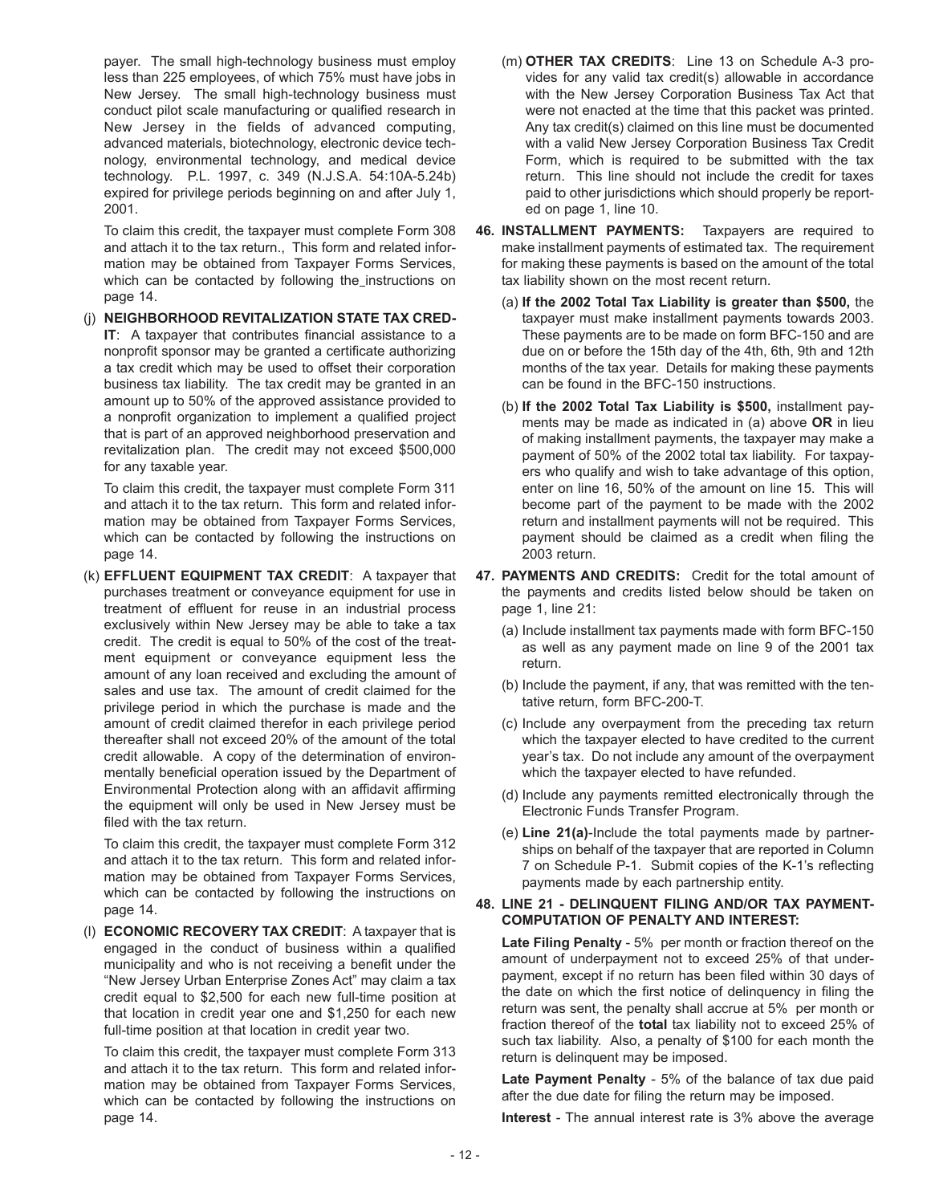payer. The small high-technology business must employ less than 225 employees, of which 75% must have jobs in New Jersey. The small high-technology business must conduct pilot scale manufacturing or qualified research in New Jersey in the fields of advanced computing, advanced materials, biotechnology, electronic device technology, environmental technology, and medical device technology. P.L. 1997, c. 349 (N.J.S.A. 54:10A-5.24b) expired for privilege periods beginning on and after July 1, 2001.

To claim this credit, the taxpayer must complete Form 308 and attach it to the tax return., This form and related information may be obtained from Taxpayer Forms Services, which can be contacted by following the instructions on page 14.

(j) **NEIGHBORHOOD REVITALIZATION STATE TAX CREDIT**: A taxpayer that contributes financial assistance to a nonprofit sponsor may be granted a certificate authorizing a tax credit which may be used to offset their corporation business tax liability. The tax credit may be granted in an amount up to 50% of the approved assistance provided to a nonprofit organization to implement a qualified project that is part of an approved neighborhood preservation and revitalization plan. The credit may not exceed $500,000 for any taxable year.

To claim this credit, the taxpayer must complete Form 311 and attach it to the tax return. This form and related information may be obtained from Taxpayer Forms Services, which can be contacted by following the instructions on page 14.

(k) **EFFLUENT EQUIPMENT TAX CREDIT**: A taxpayer that purchases treatment or conveyance equipment for use in treatment of effluent for reuse in an industrial process exclusively within New Jersey may be able to take a tax credit. The credit is equal to 50% of the cost of the treatment equipment or conveyance equipment less the amount of any loan received and excluding the amount of sales and use tax. The amount of credit claimed for the privilege period in which the purchase is made and the amount of credit claimed therefor in each privilege period thereafter shall not exceed 20% of the amount of the total credit allowable. A copy of the determination of environmentally beneficial operation issued by the Department of Environmental Protection along with an affidavit affirming the equipment will only be used in New Jersey must be filed with the tax return.

To claim this credit, the taxpayer must complete Form 312 and attach it to the tax return. This form and related information may be obtained from Taxpayer Forms Services, which can be contacted by following the instructions on page 14.

(l) **ECONOMIC RECOVERY TAX CREDIT**: A taxpayer that is engaged in the conduct of business within a qualified municipality and who is not receiving a benefit under the "New Jersey Urban Enterprise Zones Act" may claim a tax credit equal to $2,500 for each new full-time position at that location in credit year one and $1,250 for each new full-time position at that location in credit year two.

To claim this credit, the taxpayer must complete Form 313 and attach it to the tax return. This form and related information may be obtained from Taxpayer Forms Services, which can be contacted by following the instructions on page 14.

(m) **OTHER TAX CREDITS**: Line 13 on Schedule A-3 provides for any valid tax credit(s) allowable in accordance with the New Jersey Corporation Business Tax Act that were not enacted at the time that this packet was printed. Any tax credit(s) claimed on this line must be documented with a valid New Jersey Corporation Business Tax Credit Form, which is required to be submitted with the tax return. This line should not include the credit for taxes paid to other jurisdictions which should properly be reported on page 1, line 10.

**46. INSTALLMENT PAYMENTS:** Taxpayers are required to make installment payments of estimated tax. The requirement for making these payments is based on the amount of the total tax liability shown on the most recent return.

(a) **If the 2002 Total Tax Liability is greater than $500,** the taxpayer must make installment payments towards 2003. These payments are to be made on form BFC-150 and are due on or before the 15th day of the 4th, 6th, 9th and 12th months of the tax year. Details for making these payments can be found in the BFC-150 instructions.

(b) **If the 2002 Total Tax Liability is $500,** installment payments may be made as indicated in (a) above **OR** in lieu of making installment payments, the taxpayer may make a payment of 50% of the 2002 total tax liability. For taxpayers who qualify and wish to take advantage of this option, enter on line 16, 50% of the amount on line 15. This will become part of the payment to be made with the 2002 return and installment payments will not be required. This payment should be claimed as a credit when filing the 2003 return.

**47. PAYMENTS AND CREDITS:** Credit for the total amount of the payments and credits listed below should be taken on page 1, line 21:

(a) Include installment tax payments made with form BFC-150 as well as any payment made on line 9 of the 2001 tax return.

(b) Include the payment, if any, that was remitted with the tentative return, form BFC-200-T.

(c) Include any overpayment from the preceding tax return which the taxpayer elected to have credited to the current year's tax. Do not include any amount of the overpayment which the taxpayer elected to have refunded.

(d) Include any payments remitted electronically through the Electronic Funds Transfer Program.

(e) **Line 21(a)**-Include the total payments made by partnerships on behalf of the taxpayer that are reported in Column 7 on Schedule P-1. Submit copies of the K-1's reflecting payments made by each partnership entity.

**48. LINE 21 - DELINQUENT FILING AND/OR TAX PAYMENT-COMPUTATION OF PENALTY AND INTEREST:**

**Late Filing Penalty** - 5% per month or fraction thereof on the amount of underpayment not to exceed 25% of that underpayment, except if no return has been filed within 30 days of the date on which the first notice of delinquency in filing the return was sent, the penalty shall accrue at 5% per month or fraction thereof of the **total** tax liability not to exceed 25% of such tax liability. Also, a penalty of $100 for each month the return is delinquent may be imposed.

**Late Payment Penalty** - 5% of the balance of tax due paid after the due date for filing the return may be imposed.

**Interest** - The annual interest rate is 3% above the average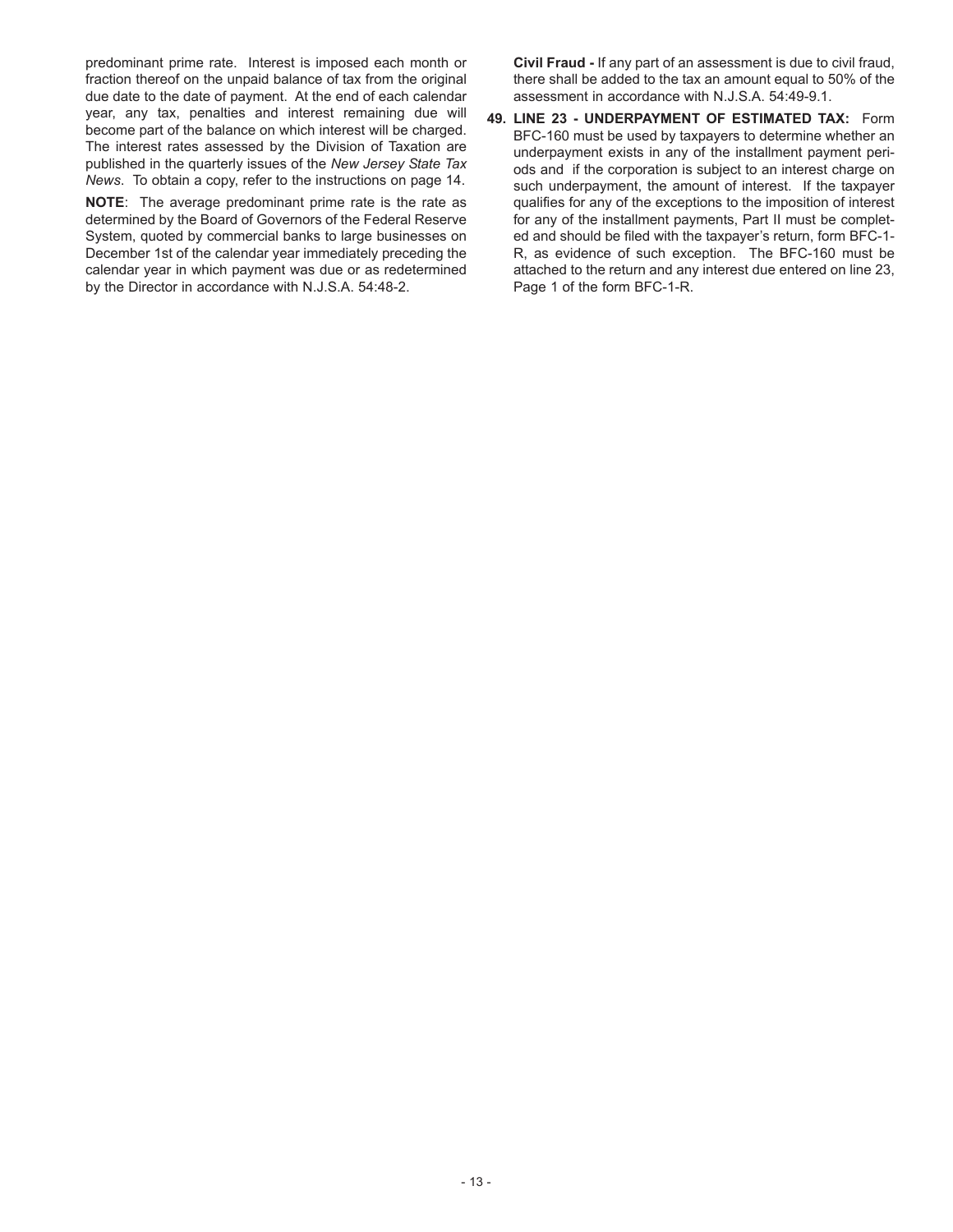predominant prime rate. Interest is imposed each month or fraction thereof on the unpaid balance of tax from the original due date to the date of payment. At the end of each calendar year, any tax, penalties and interest remaining due will become part of the balance on which interest will be charged. The interest rates assessed by the Division of Taxation are published in the quarterly issues of the *New Jersey State Tax News*. To obtain a copy, refer to the instructions on page 14.

**NOTE**: The average predominant prime rate is the rate as determined by the Board of Governors of the Federal Reserve System, quoted by commercial banks to large businesses on December 1st of the calendar year immediately preceding the calendar year in which payment was due or as redetermined by the Director in accordance with N.J.S.A. 54:48-2.

**Civil Fraud -** If any part of an assessment is due to civil fraud, there shall be added to the tax an amount equal to 50% of the assessment in accordance with N.J.S.A. 54:49-9.1.

49. **LINE 23 - UNDERPAYMENT OF ESTIMATED TAX:** Form BFC-160 must be used by taxpayers to determine whether an underpayment exists in any of the installment payment periods and if the corporation is subject to an interest charge on such underpayment, the amount of interest. If the taxpayer qualifies for any of the exceptions to the imposition of interest for any of the installment payments, Part II must be completed and should be filed with the taxpayer's return, form BFC-1-R, as evidence of such exception. The BFC-160 must be attached to the return and any interest due entered on line 23, Page 1 of the form BFC-1-R.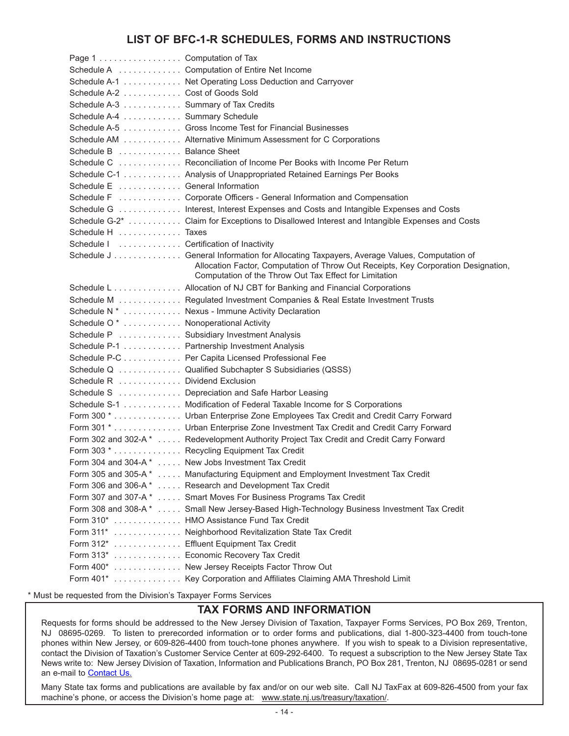## LIST OF BFC-1-R SCHEDULES, FORMS AND INSTRUCTIONS

| | |
|---|---|
| Page 1 | Computation of Tax |
| Schedule A | Computation of Entire Net Income |
| Schedule A-1 | Net Operating Loss Deduction and Carryover |
| Schedule A-2 | Cost of Goods Sold |
| Schedule A-3 | Summary of Tax Credits |
| Schedule A-4 | Summary Schedule |
| Schedule A-5 | Gross Income Test for Financial Businesses |
| Schedule AM | Alternative Minimum Assessment for C Corporations |
| Schedule B | Balance Sheet |
| Schedule C | Reconciliation of Income Per Books with Income Per Return |
| Schedule C-1 | Analysis of Unappropriated Retained Earnings Per Books |
| Schedule E | General Information |
| Schedule F | Corporate Officers - General Information and Compensation |
| Schedule G | Interest, Interest Expenses and Costs and Intangible Expenses and Costs |
| Schedule G-2* | Claim for Exceptions to Disallowed Interest and Intangible Expenses and Costs |
| Schedule H | Taxes |
| Schedule I | Certification of Inactivity |
| Schedule J | General Information for Allocating Taxpayers, Average Values, Computation of Allocation Factor, Computation of Throw Out Receipts, Key Corporation Designation, Computation of the Throw Out Tax Effect for Limitation |
| Schedule L | Allocation of NJ CBT for Banking and Financial Corporations |
| Schedule M | Regulated Investment Companies & Real Estate Investment Trusts |
| Schedule N * | Nexus - Immune Activity Declaration |
| Schedule O * | Nonoperational Activity |
| Schedule P | Subsidiary Investment Analysis |
| Schedule P-1 | Partnership Investment Analysis |
| Schedule P-C | Per Capita Licensed Professional Fee |
| Schedule Q | Qualified Subchapter S Subsidiaries (QSSS) |
| Schedule R | Dividend Exclusion |
| Schedule S | Depreciation and Safe Harbor Leasing |
| Schedule S-1 | Modification of Federal Taxable Income for S Corporations |
| Form 300 * | Urban Enterprise Zone Employees Tax Credit and Credit Carry Forward |
| Form 301 * | Urban Enterprise Zone Investment Tax Credit and Credit Carry Forward |
| Form 302 and 302-A * | Redevelopment Authority Project Tax Credit and Credit Carry Forward |
| Form 303 * | Recycling Equipment Tax Credit |
| Form 304 and 304-A * | New Jobs Investment Tax Credit |
| Form 305 and 305-A * | Manufacturing Equipment and Employment Investment Tax Credit |
| Form 306 and 306-A * | Research and Development Tax Credit |
| Form 307 and 307-A * | Smart Moves For Business Programs Tax Credit |
| Form 308 and 308-A * | Small New Jersey-Based High-Technology Business Investment Tax Credit |
| Form 310* | HMO Assistance Fund Tax Credit |
| Form 311* | Neighborhood Revitalization State Tax Credit |
| Form 312* | Effluent Equipment Tax Credit |
| Form 313* | Economic Recovery Tax Credit |
| Form 400* | New Jersey Receipts Factor Throw Out |
| Form 401* | Key Corporation and Affiliates Claiming AMA Threshold Limit |

* Must be requested from the Division's Taxpayer Forms Services

## TAX FORMS AND INFORMATION

Requests for forms should be addressed to the New Jersey Division of Taxation, Taxpayer Forms Services, PO Box 269, Trenton, NJ 08695-0269. To listen to prerecorded information or to order forms and publications, dial 1-800-323-4400 from touch-tone phones within New Jersey, or 609-826-4400 from touch-tone phones anywhere. If you wish to speak to a Division representative, contact the Division of Taxation's Customer Service Center at 609-292-6400. To request a subscription to the New Jersey State Tax News write to: New Jersey Division of Taxation, Information and Publications Branch, PO Box 281, Trenton, NJ 08695-0281 or send an e-mail to Contact Us.

Many State tax forms and publications are available by fax and/or on our web site. Call NJ TaxFax at 609-826-4500 from your fax machine's phone, or access the Division's home page at: www.state.nj.us/treasury/taxation/.